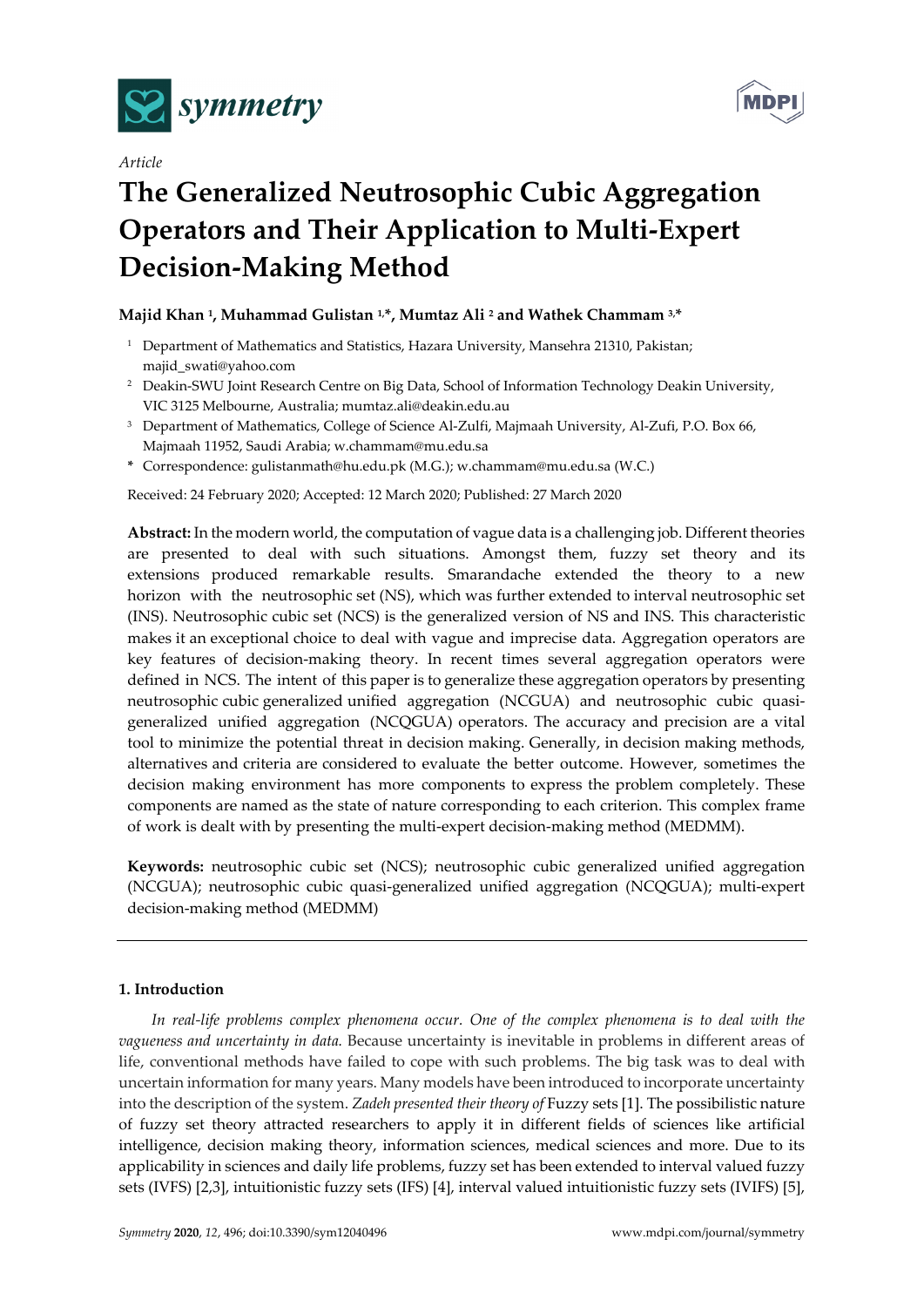*Article*

# The Generalized Neutrosophic Cubic Aggregation Operators and Their Application to Multi-Expert Decision-Making Method

**Majid Khan [1], Muhammad Gulistan [1,*], Mumtaz Ali [2] and Wathek Chammam [3,*]**

[1] Department of Mathematics and Statistics, Hazara University, Mansehra 21310, Pakistan; majid_swati@yahoo.com

[2] Deakin-SWU Joint Research Centre on Big Data, School of Information Technology Deakin University, VIC 3125 Melbourne, Australia; mumtaz.ali@deakin.edu.au

[3] Department of Mathematics, College of Science Al-Zulfi, Majmaah University, Al-Zufi, P.O. Box 66, Majmaah 11952, Saudi Arabia; w.chammam@mu.edu.sa

* Correspondence: gulistanmath@hu.edu.pk (M.G.); w.chammam@mu.edu.sa (W.C.)

Received: 24 February 2020; Accepted: 12 March 2020; Published: 27 March 2020

**Abstract:** In the modern world, the computation of vague data is a challenging job. Different theories are presented to deal with such situations. Amongst them, fuzzy set theory and its extensions produced remarkable results. Smarandache extended the theory to a new horizon with the neutrosophic set (NS), which was further extended to interval neutrosophic set (INS). Neutrosophic cubic set (NCS) is the generalized version of NS and INS. This characteristic makes it an exceptional choice to deal with vague and imprecise data. Aggregation operators are key features of decision-making theory. In recent times several aggregation operators were defined in NCS. The intent of this paper is to generalize these aggregation operators by presenting neutrosophic cubic generalized unified aggregation (NCGUA) and neutrosophic cubic quasi-generalized unified aggregation (NCQGUA) operators. The accuracy and precision are a vital tool to minimize the potential threat in decision making. Generally, in decision making methods, alternatives and criteria are considered to evaluate the better outcome. However, sometimes the decision making environment has more components to express the problem completely. These components are named as the state of nature corresponding to each criterion. This complex frame of work is dealt with by presenting the multi-expert decision-making method (MEDMM).

**Keywords:** neutrosophic cubic set (NCS); neutrosophic cubic generalized unified aggregation (NCGUA); neutrosophic cubic quasi-generalized unified aggregation (NCQGUA); multi-expert decision-making method (MEDMM)

---

## 1. Introduction

*In real-life problems complex phenomena occur. One of the complex phenomena is to deal with the vagueness and uncertainty in data.* Because uncertainty is inevitable in problems in different areas of life, conventional methods have failed to cope with such problems. The big task was to deal with uncertain information for many years. Many models have been introduced to incorporate uncertainty into the description of the system. *Zadeh presented their theory of* Fuzzy sets [1]. The possibilistic nature of fuzzy set theory attracted researchers to apply it in different fields of sciences like artificial intelligence, decision making theory, information sciences, medical sciences and more. Due to its applicability in sciences and daily life problems, fuzzy set has been extended to interval valued fuzzy sets (IVFS) [2,3], intuitionistic fuzzy sets (IFS) [4], interval valued intuitionistic fuzzy sets (IVIFS) [5],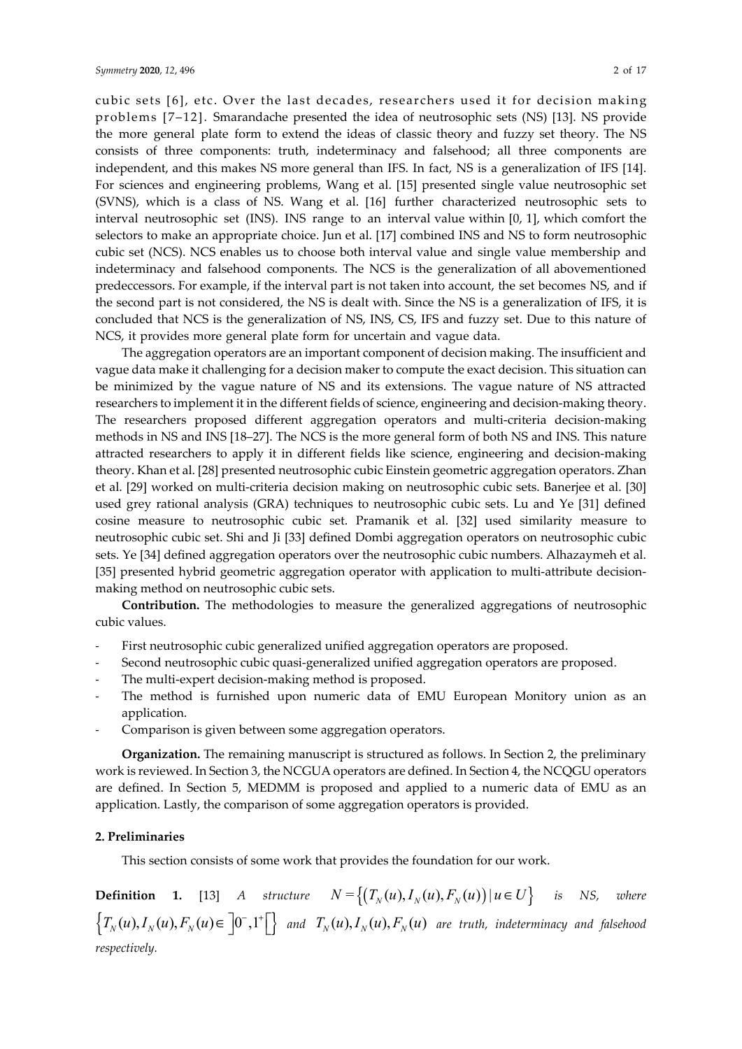cubic sets [6], etc. Over the last decades, researchers used it for decision making problems [7–12]. Smarandache presented the idea of neutrosophic sets (NS) [13]. NS provide the more general plate form to extend the ideas of classic theory and fuzzy set theory. The NS consists of three components: truth, indeterminacy and falsehood; all three components are independent, and this makes NS more general than IFS. In fact, NS is a generalization of IFS [14]. For sciences and engineering problems, Wang et al. [15] presented single value neutrosophic set (SVNS), which is a class of NS. Wang et al. [16] further characterized neutrosophic sets to interval neutrosophic set (INS). INS range to an interval value within [0, 1], which comfort the selectors to make an appropriate choice. Jun et al. [17] combined INS and NS to form neutrosophic cubic set (NCS). NCS enables us to choose both interval value and single value membership and indeterminacy and falsehood components. The NCS is the generalization of all abovementioned predeccessors. For example, if the interval part is not taken into account, the set becomes NS, and if the second part is not considered, the NS is dealt with. Since the NS is a generalization of IFS, it is concluded that NCS is the generalization of NS, INS, CS, IFS and fuzzy set. Due to this nature of NCS, it provides more general plate form for uncertain and vague data.

The aggregation operators are an important component of decision making. The insufficient and vague data make it challenging for a decision maker to compute the exact decision. This situation can be minimized by the vague nature of NS and its extensions. The vague nature of NS attracted researchers to implement it in the different fields of science, engineering and decision-making theory. The researchers proposed different aggregation operators and multi-criteria decision-making methods in NS and INS [18–27]. The NCS is the more general form of both NS and INS. This nature attracted researchers to apply it in different fields like science, engineering and decision-making theory. Khan et al. [28] presented neutrosophic cubic Einstein geometric aggregation operators. Zhan et al. [29] worked on multi-criteria decision making on neutrosophic cubic sets. Banerjee et al. [30] used grey rational analysis (GRA) techniques to neutrosophic cubic sets. Lu and Ye [31] defined cosine measure to neutrosophic cubic set. Pramanik et al. [32] used similarity measure to neutrosophic cubic set. Shi and Ji [33] defined Dombi aggregation operators on neutrosophic cubic sets. Ye [34] defined aggregation operators over the neutrosophic cubic numbers. Alhazaymeh et al. [35] presented hybrid geometric aggregation operator with application to multi-attribute decision-making method on neutrosophic cubic sets.

**Contribution.** The methodologies to measure the generalized aggregations of neutrosophic cubic values.

- First neutrosophic cubic generalized unified aggregation operators are proposed.
- Second neutrosophic cubic quasi-generalized unified aggregation operators are proposed.
- The multi-expert decision-making method is proposed.
- The method is furnished upon numeric data of EMU European Monitory union as an application.
- Comparison is given between some aggregation operators.

**Organization.** The remaining manuscript is structured as follows. In Section 2, the preliminary work is reviewed. In Section 3, the NCGUA operators are defined. In Section 4, the NCQGU operators are defined. In Section 5, MEDMM is proposed and applied to a numeric data of EMU as an application. Lastly, the comparison of some aggregation operators is provided.

## 2. Preliminaries

This section consists of some work that provides the foundation for our work.

**Definition 1.** [13] *A structure* $N = \{(T_N(u), I_N(u), F_N(u)) \mid u \in U\}$ *is NS, where* $\{T_N(u), I_N(u), F_N(u) \in \left]0^-, 1^+\right[\}$ *and* $T_N(u), I_N(u), F_N(u)$ *are truth, indeterminacy and falsehood respectively.*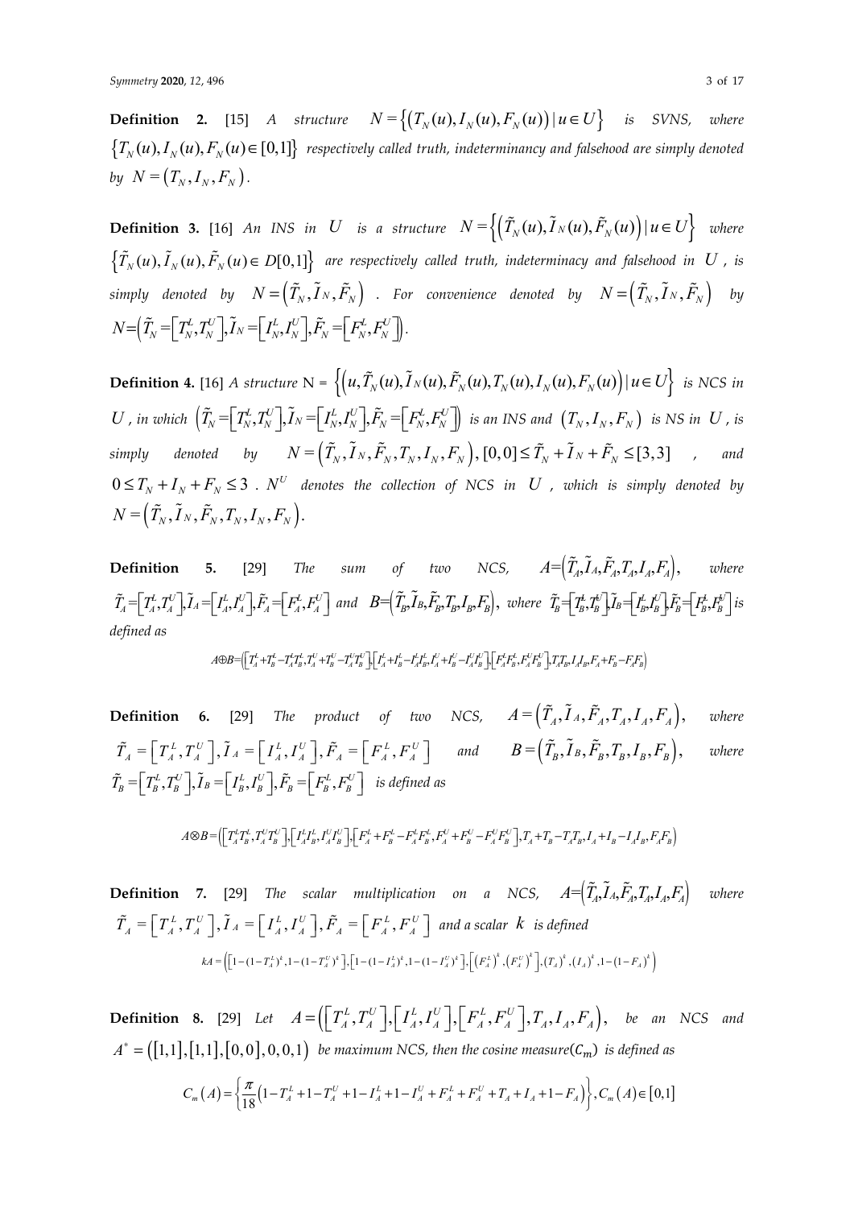**Definition 2.** [15] *A structure* $N = \{(T_N(u), I_N(u), F_N(u)) \mid u \in U\}$ *is SVNS, where* $\{T_N(u), I_N(u), F_N(u) \in [0,1]\}$ *respectively called truth, indeterminancy and falsehood are simply denoted by* $N = (T_N, I_N, F_N)$.

**Definition 3.** [16] *An INS in* $U$ *is a structure* $N = \{(\tilde{T}_N(u), \tilde{I}_N(u), \tilde{F}_N(u)) \mid u \in U\}$ *where* $\{\tilde{T}_N(u), \tilde{I}_N(u), \tilde{F}_N(u) \in D[0,1]\}$ *are respectively called truth, indeterminacy and falsehood in* $U$, *is simply denoted by* $N = (\tilde{T}_N, \tilde{I}_N, \tilde{F}_N)$. *For convenience denoted by* $N = (\tilde{T}_N, \tilde{I}_N, \tilde{F}_N)$ *by* $N = (\tilde{T}_N = [T_N^L, T_N^U], \tilde{I}_N = [I_N^L, I_N^U], \tilde{F}_N = [F_N^L, F_N^U])$.

**Definition 4.** [16] *A structure* $N = \{(u, \tilde{T}_N(u), \tilde{I}_N(u), \tilde{F}_N(u), T_N(u), I_N(u), F_N(u)) \mid u \in U\}$ *is NCS in* $U$, *in which* $(\tilde{T}_N = [T_N^L, T_N^U], \tilde{I}_N = [I_N^L, I_N^U], \tilde{F}_N = [F_N^L, F_N^U])$ *is an INS and* $(T_N, I_N, F_N)$ *is NS in* $U$, *is simply denoted by* $N = (\tilde{T}_N, \tilde{I}_N, \tilde{F}_N, T_N, I_N, F_N)$, $[0,0] \le \tilde{T}_N + \tilde{I}_N + \tilde{F}_N \le [3,3]$, *and* $0 \le T_N + I_N + F_N \le 3$. $N^U$ *denotes the collection of NCS in* $U$, *which is simply denoted by* $N = (\tilde{T}_N, \tilde{I}_N, \tilde{F}_N, T_N, I_N, F_N)$.

**Definition 5.** [29] *The sum of two NCS,* $A = (\tilde{T}_A, \tilde{I}_A, \tilde{F}_A, T_A, I_A, F_A)$, *where* $\tilde{T}_A = [T_A^L, T_A^U], \tilde{I}_A = [I_A^L, I_A^U], \tilde{F}_A = [F_A^L, F_A^U]$ *and* $B = (\tilde{T}_B, \tilde{I}_B, \tilde{F}_B, T_B, I_B, F_B)$, *where* $\tilde{T}_B = [T_B^L, T_B^U], \tilde{I}_B = [I_B^L, I_B^U], \tilde{F}_B = [F_B^L, F_B^U]$ *is defined as*

$$A \oplus B = \left( \left[T_A^L + T_B^L - T_A^L T_B^L, T_A^U + T_B^U - T_A^U T_B^U\right], \left[I_A^L + I_B^L - I_A^L I_B^L, I_A^U + I_B^U - I_A^U I_B^U\right], \left[F_A^L F_B^L, F_A^U F_B^U\right], T_A T_B, I_A I_B, F_A + F_B - F_A F_B \right)$$

**Definition 6.** [29] *The product of two NCS,* $A = (\tilde{T}_A, \tilde{I}_A, \tilde{F}_A, T_A, I_A, F_A)$, *where* $\tilde{T}_A = [T_A^L, T_A^U], \tilde{I}_A = [I_A^L, I_A^U], \tilde{F}_A = [F_A^L, F_A^U]$ *and* $B = (\tilde{T}_B, \tilde{I}_B, \tilde{F}_B, T_B, I_B, F_B)$, *where* $\tilde{T}_B = [T_B^L, T_B^U], \tilde{I}_B = [I_B^L, I_B^U], \tilde{F}_B = [F_B^L, F_B^U]$ *is defined as*

$$A \otimes B = \left( \left[T_A^L T_B^L, T_A^U T_B^U\right], \left[I_A^L I_B^L, I_A^U I_B^U\right], \left[F_A^L + F_B^L - F_A^L F_B^L, F_A^U + F_B^U - F_A^U F_B^U\right], T_A + T_B - T_A T_B, I_A + I_B - I_A I_B, F_A F_B \right)$$

**Definition 7.** [29] *The scalar multiplication on a NCS,* $A = (\tilde{T}_A, \tilde{I}_A, \tilde{F}_A, T_A, I_A, F_A)$ *where* $\tilde{T}_A = [T_A^L, T_A^U], \tilde{I}_A = [I_A^L, I_A^U], \tilde{F}_A = [F_A^L, F_A^U]$ *and a scalar* $k$ *is defined*

$$kA = \left( \left[1 - (1 - T_A^L)^k, 1 - (1 - T_A^U)^k\right], \left[1 - (1 - I_A^L)^k, 1 - (1 - I_A^U)^k\right], \left[(F_A^L)^k, (F_A^U)^k\right], (T_A)^k, (I_A)^k, 1 - (1 - F_A)^k \right)$$

**Definition 8.** [29] *Let* $A = ([T_A^L, T_A^U], [I_A^L, I_A^U], [F_A^L, F_A^U], T_A, I_A, F_A)$, *be an NCS and* $A^* = ([1,1], [1,1], [0,0], 0, 0, 1)$ *be maximum NCS, then the cosine measure*($C_m$) *is defined as*

$$C_m(A) = \left\{ \frac{\pi}{18} \left( 1 - T_A^L + 1 - T_A^U + 1 - I_A^L + 1 - I_A^U + F_A^L + F_A^U + T_A + I_A + 1 - F_A \right) \right\}, C_m(A) \in [0,1]$$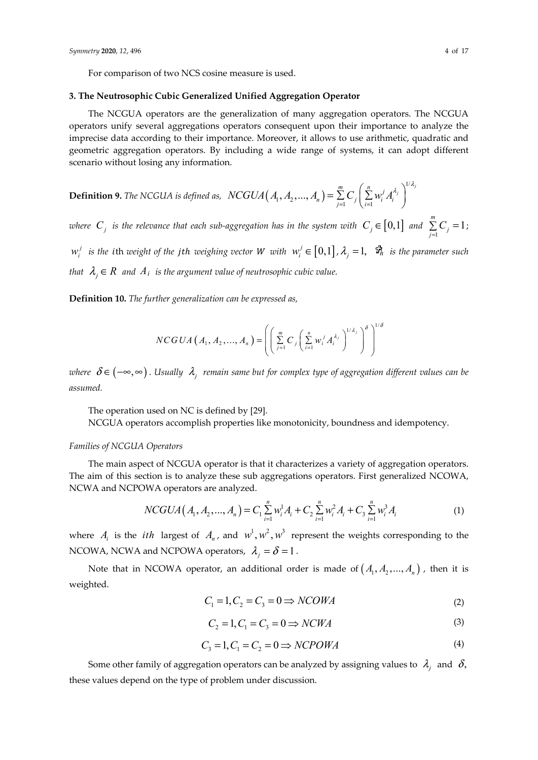For comparison of two NCS cosine measure is used.

### 3. The Neutrosophic Cubic Generalized Unified Aggregation Operator

The NCGUA operators are the generalization of many aggregation operators. The NCGUA operators unify several aggregations operators consequent upon their importance to analyze the imprecise data according to their importance. Moreover, it allows to use arithmetic, quadratic and geometric aggregation operators. By including a wide range of systems, it can adopt different scenario without losing any information.

**Definition 9.** *The NCGUA is defined as,* $NCGUA\left(A_1, A_2, \ldots, A_n\right) = \sum_{j=1}^{m} C_j \left( \sum_{i=1}^{n} w_i^j A_i^{\lambda_j} \right)^{1/\lambda_j}$

*where* $C_j$ *is the relevance that each sub-aggregation has in the system with* $C_j \in [0,1]$ *and* $\sum_{j=1}^{m} C_j = 1$*;* $w_i^j$ *is the* $i$th *weight of the* $jth$ *weighing vector* $W$ *with* $w_i^j \in [0,1]$, $\lambda_j = 1$, $\vartheta_h$ *is the parameter such that* $\lambda_j \in R$ *and* $A_i$ *is the argument value of neutrosophic cubic value.*

**Definition 10.** *The further generalization can be expressed as,*

$$NCGUA\left(A_1, A_2, \ldots, A_n\right) = \left( \left( \sum_{j=1}^{m} C_j \left( \sum_{i=1}^{n} w_i^j A_i^{\lambda_j} \right)^{1/\lambda_j} \right)^{\delta} \right)^{1/\delta}$$

*where* $\delta \in (-\infty, \infty)$. *Usually* $\lambda_j$ *remain same but for complex type of aggregation different values can be assumed.*

The operation used on NC is defined by [29].

NCGUA operators accomplish properties like monotonicity, boundness and idempotency.

*Families of NCGUA Operators*

The main aspect of NCGUA operator is that it characterizes a variety of aggregation operators. The aim of this section is to analyze these sub aggregations operators. First generalized NCOWA, NCWA and NCPOWA operators are analyzed.

$$NCGUA\left(A_1, A_2, \ldots, A_n\right) = C_1 \sum_{i=1}^{n} w_i^1 A_i + C_2 \sum_{i=1}^{n} w_i^2 A_i + C_3 \sum_{i=1}^{n} w_i^3 A_i \tag{1}$$

where $A_i$ is the $ith$ largest of $A_n$, and $w^1, w^2, w^3$ represent the weights corresponding to the NCOWA, NCWA and NCPOWA operators, $\lambda_j = \delta = 1$.

Note that in NCOWA operator, an additional order is made of $\left(A_1, A_2, \ldots, A_n\right)$, then it is weighted.

$$C_1 = 1, C_2 = C_3 = 0 \Rightarrow NCOWA \tag{2}$$

$$C_2 = 1, C_1 = C_3 = 0 \Rightarrow NCWA \tag{3}$$

$$C_3 = 1, C_1 = C_2 = 0 \Rightarrow NCPOWA \tag{4}$$

Some other family of aggregation operators can be analyzed by assigning values to $\lambda_j$ and $\delta$, these values depend on the type of problem under discussion.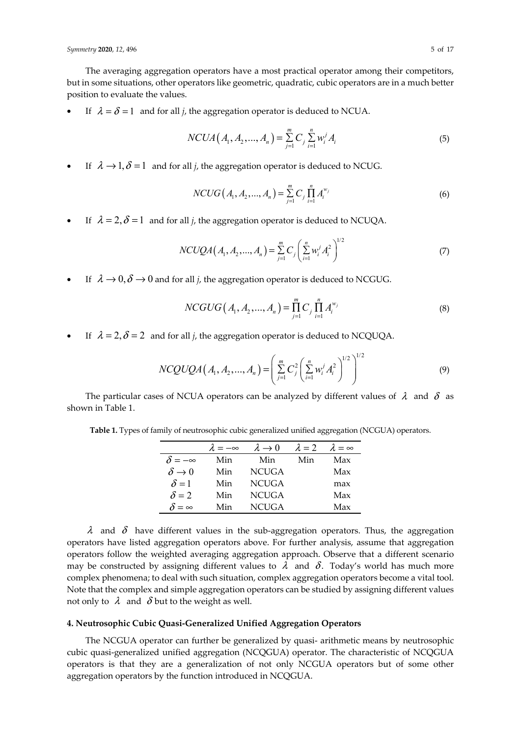The averaging aggregation operators have a most practical operator among their competitors, but in some situations, other operators like geometric, quadratic, cubic operators are in a much better position to evaluate the values.

- If $\lambda = \delta = 1$ and for all *j*, the aggregation operator is deduced to NCUA.

$$NCUA(A_1, A_2, ..., A_n) = \sum_{j=1}^{m} C_j \sum_{i=1}^{n} w_i^j A_i \tag{5}$$

- If $\lambda \to 1, \delta = 1$ and for all *j*, the aggregation operator is deduced to NCUG.

$$NCUG(A_1, A_2, ..., A_n) = \sum_{j=1}^{m} C_j \prod_{i=1}^{n} A_i^{w_j} \tag{6}$$

- If $\lambda = 2, \delta = 1$ and for all *j*, the aggregation operator is deduced to NCUQA.

$$NCUQA(A_1, A_2, ..., A_n) = \sum_{j=1}^{m} C_j \left( \sum_{i=1}^{n} w_i^j A_i^2 \right)^{1/2} \tag{7}$$

- If $\lambda \to 0, \delta \to 0$ and for all *j*, the aggregation operator is deduced to NCGUG.

$$NCGUG(A_1, A_2, ..., A_n) = \prod_{j=1}^{m} C_j \prod_{i=1}^{n} A_i^{w_j} \tag{8}$$

- If $\lambda = 2, \delta = 2$ and for all *j*, the aggregation operator is deduced to NCQUQA.

$$NCQUQA(A_1, A_2, ..., A_n) = \left( \sum_{j=1}^{m} C_j^2 \left( \sum_{i=1}^{n} w_i^j A_i^2 \right)^{1/2} \right)^{1/2} \tag{9}$$

The particular cases of NCUA operators can be analyzed by different values of $\lambda$ and $\delta$ as shown in Table 1.

**Table 1.** Types of family of neutrosophic cubic generalized unified aggregation (NCGUA) operators.

| | $\lambda = -\infty$ | $\lambda \to 0$ | $\lambda = 2$ | $\lambda = \infty$ |
|---|---|---|---|---|
| $\delta = -\infty$ | Min | Min | Min | Max |
| $\delta \to 0$ | Min | NCUGA | | Max |
| $\delta = 1$ | Min | NCUGA | | max |
| $\delta = 2$ | Min | NCUGA | | Max |
| $\delta = \infty$ | Min | NCUGA | | Max |

$\lambda$ and $\delta$ have different values in the sub-aggregation operators. Thus, the aggregation operators have listed aggregation operators above. For further analysis, assume that aggregation operators follow the weighted averaging aggregation approach. Observe that a different scenario may be constructed by assigning different values to $\lambda$ and $\delta$. Today's world has much more complex phenomena; to deal with such situation, complex aggregation operators become a vital tool. Note that the complex and simple aggregation operators can be studied by assigning different values not only to $\lambda$ and $\delta$ but to the weight as well.

## 4. Neutrosophic Cubic Quasi-Generalized Unified Aggregation Operators

The NCGUA operator can further be generalized by quasi- arithmetic means by neutrosophic cubic quasi-generalized unified aggregation (NCQGUA) operator. The characteristic of NCQGUA operators is that they are a generalization of not only NCGUA operators but of some other aggregation operators by the function introduced in NCQGUA.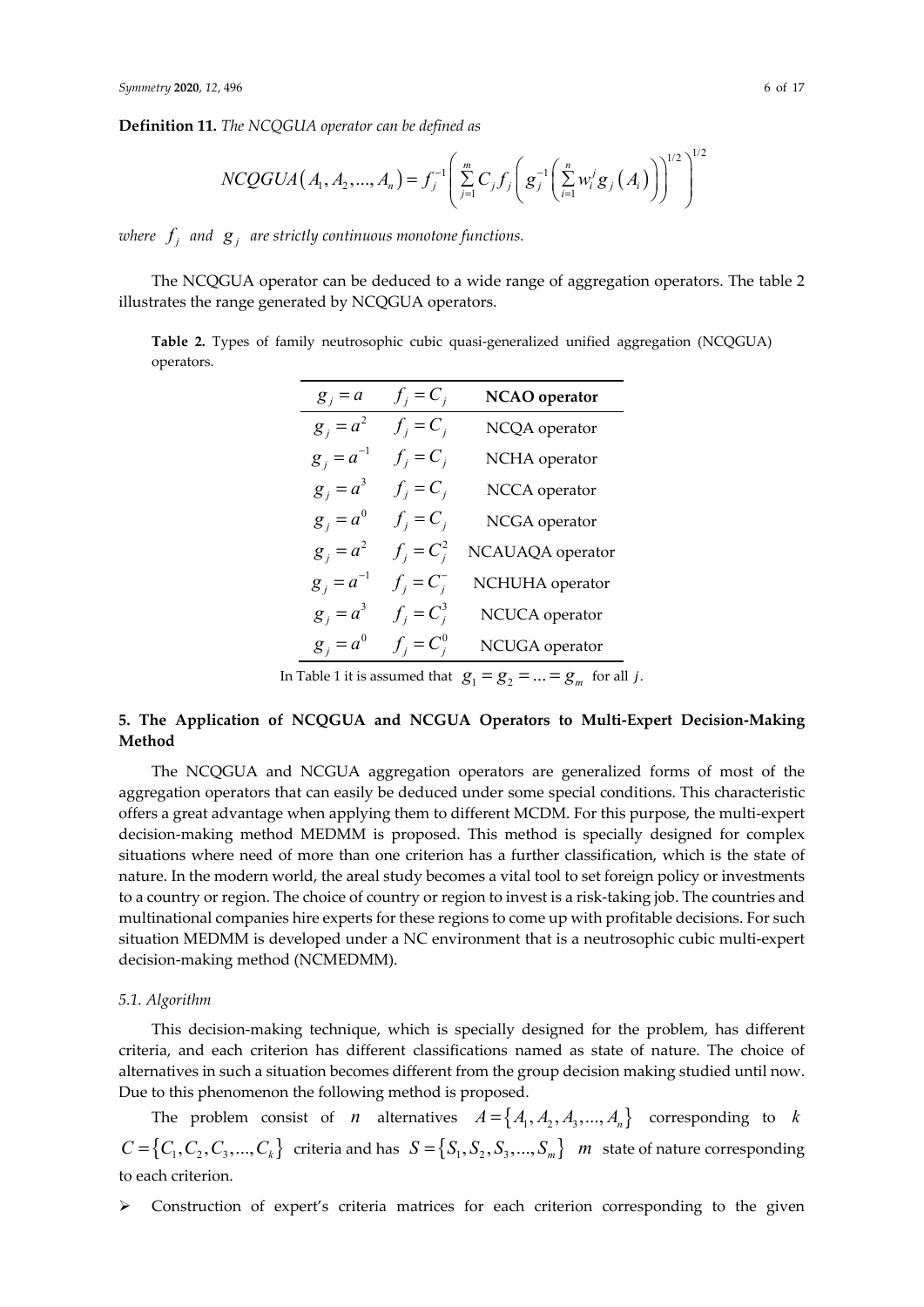**Definition 11.** *The NCQGUA operator can be defined as*

$$NCQGUA(A_1, A_2, ..., A_n) = f_j^{-1}\left(\sum_{j=1}^{m} C_j f_j\left(g_j^{-1}\left(\sum_{i=1}^{n} w_i^j g_j(A_i)\right)\right)^{1/2}\right)^{1/2}$$

*where* $f_j$ *and* $g_j$ *are strictly continuous monotone functions.*

The NCQGUA operator can be deduced to a wide range of aggregation operators. The table 2 illustrates the range generated by NCQGUA operators.

**Table 2.** Types of family neutrosophic cubic quasi-generalized unified aggregation (NCQGUA) operators.

| $g_j = a$ | $f_j = C_j$ | **NCAO operator** |
|---|---|---|
| $g_j = a^2$ | $f_j = C_j$ | NCQA operator |
| $g_j = a^{-1}$ | $f_j = C_j$ | NCHA operator |
| $g_j = a^3$ | $f_j = C_j$ | NCCA operator |
| $g_j = a^0$ | $f_j = C_j$ | NCGA operator |
| $g_j = a^2$ | $f_j = C_j^2$ | NCAUAQA operator |
| $g_j = a^{-1}$ | $f_j = C_j^{-}$ | NCHUHA operator |
| $g_j = a^3$ | $f_j = C_j^3$ | NCUCA operator |
| $g_j = a^0$ | $f_j = C_j^0$ | NCUGA operator |

In Table 1 it is assumed that $g_1 = g_2 = ... = g_m$ for all $j$.

## 5. The Application of NCQGUA and NCGUA Operators to Multi-Expert Decision-Making Method

The NCQGUA and NCGUA aggregation operators are generalized forms of most of the aggregation operators that can easily be deduced under some special conditions. This characteristic offers a great advantage when applying them to different MCDM. For this purpose, the multi-expert decision-making method MEDMM is proposed. This method is specially designed for complex situations where need of more than one criterion has a further classification, which is the state of nature. In the modern world, the areal study becomes a vital tool to set foreign policy or investments to a country or region. The choice of country or region to invest is a risk-taking job. The countries and multinational companies hire experts for these regions to come up with profitable decisions. For such situation MEDMM is developed under a NC environment that is a neutrosophic cubic multi-expert decision-making method (NCMEDMM).

### 5.1. Algorithm

This decision-making technique, which is specially designed for the problem, has different criteria, and each criterion has different classifications named as state of nature. The choice of alternatives in such a situation becomes different from the group decision making studied until now. Due to this phenomenon the following method is proposed.

The problem consist of $n$ alternatives $A = \{A_1, A_2, A_3, ..., A_n\}$ corresponding to $k$ $C = \{C_1, C_2, C_3, ..., C_k\}$ criteria and has $S = \{S_1, S_2, S_3, ..., S_m\}$ $m$ state of nature corresponding to each criterion.

- Construction of expert's criteria matrices for each criterion corresponding to the given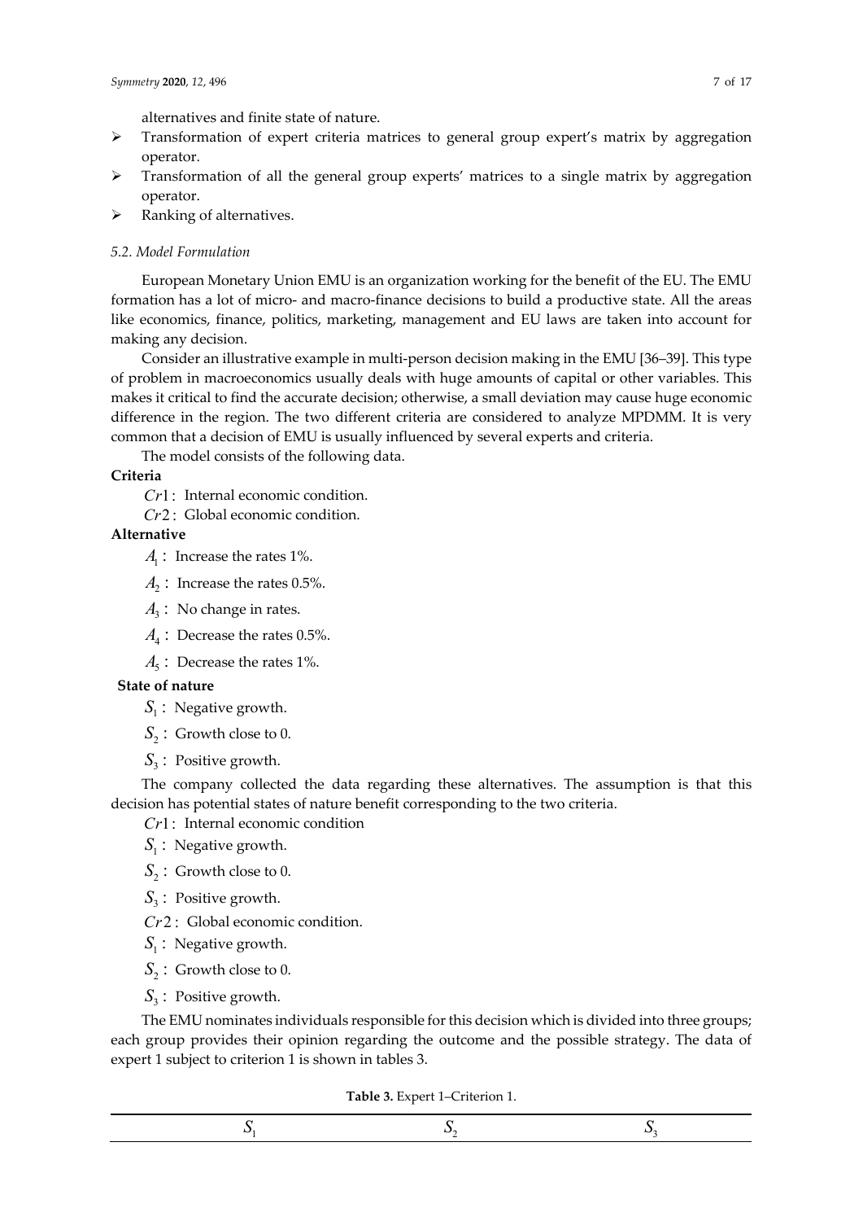alternatives and finite state of nature.

- Transformation of expert criteria matrices to general group expert's matrix by aggregation operator.
- Transformation of all the general group experts' matrices to a single matrix by aggregation operator.
- Ranking of alternatives.

### 5.2. Model Formulation

European Monetary Union EMU is an organization working for the benefit of the EU. The EMU formation has a lot of micro- and macro-finance decisions to build a productive state. All the areas like economics, finance, politics, marketing, management and EU laws are taken into account for making any decision.

Consider an illustrative example in multi-person decision making in the EMU [36–39]. This type of problem in macroeconomics usually deals with huge amounts of capital or other variables. This makes it critical to find the accurate decision; otherwise, a small deviation may cause huge economic difference in the region. The two different criteria are considered to analyze MPDMM. It is very common that a decision of EMU is usually influenced by several experts and criteria.

The model consists of the following data.

**Criteria**

$Cr1$: Internal economic condition.

$Cr2$: Global economic condition.

**Alternative**

$A_1$: Increase the rates 1%.

$A_2$: Increase the rates 0.5%.

$A_3$: No change in rates.

$A_4$: Decrease the rates 0.5%.

$A_5$: Decrease the rates 1%.

**State of nature**

$S_1$: Negative growth.

$S_2$: Growth close to 0.

$S_3$: Positive growth.

The company collected the data regarding these alternatives. The assumption is that this decision has potential states of nature benefit corresponding to the two criteria.

$Cr1$: Internal economic condition

$S_1$: Negative growth.

$S_2$: Growth close to 0.

$S_3$: Positive growth.

$Cr2$: Global economic condition.

$S_1$: Negative growth.

$S_2$: Growth close to 0.

$S_3$: Positive growth.

The EMU nominates individuals responsible for this decision which is divided into three groups; each group provides their opinion regarding the outcome and the possible strategy. The data of expert 1 subject to criterion 1 is shown in tables 3.

**Table 3.** Expert 1–Criterion 1.

| $S_1$ | $S_2$ | $S_3$ |
|---|---|---|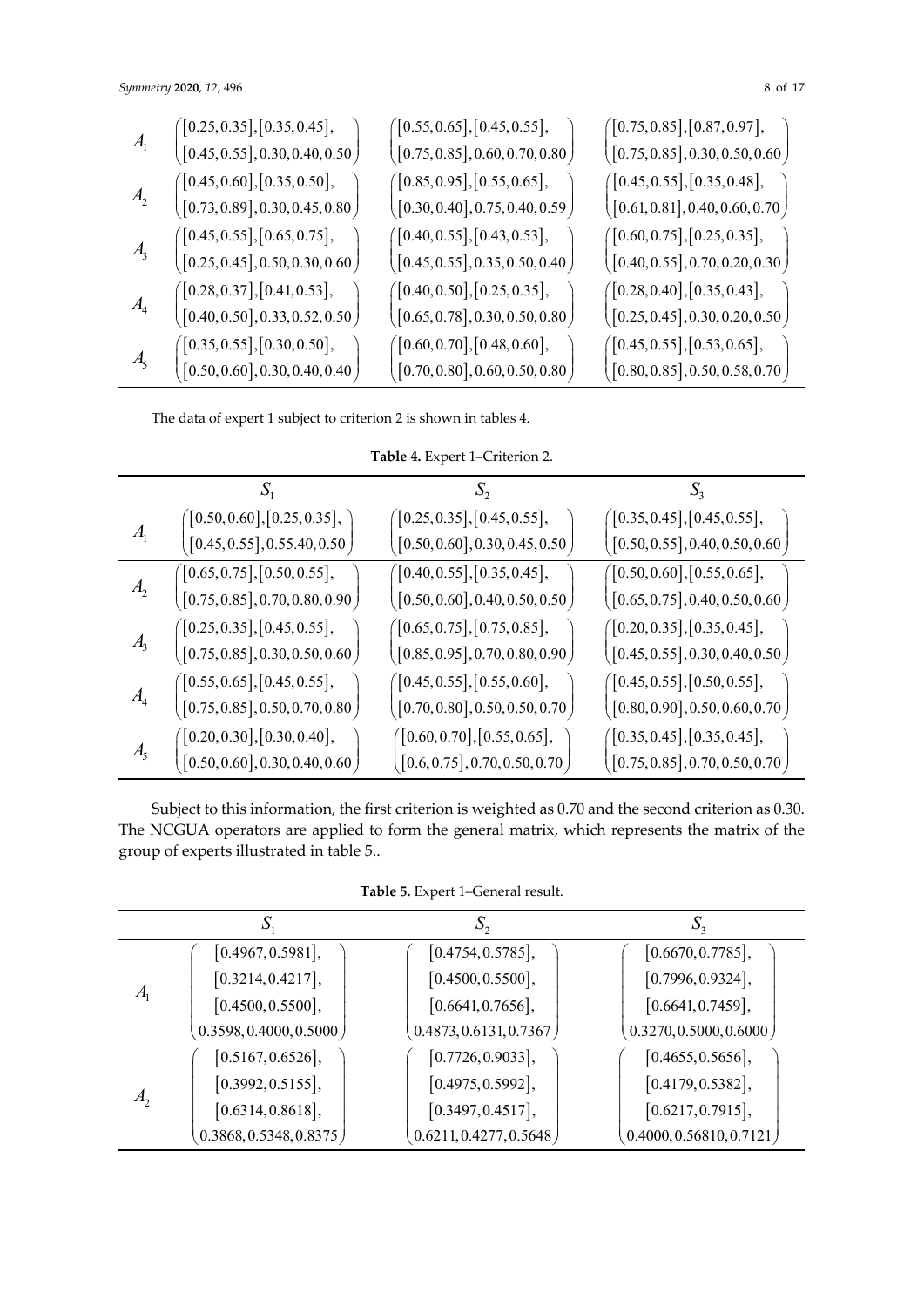|  | $S_1$ | $S_2$ | $S_3$ |
|---|---|---|---|
| $A_1$ | $\left([0.25,0.35],[0.35,0.45],[0.45,0.55],0.30,0.40,0.50\right)$ | $\left([0.55,0.65],[0.45,0.55],[0.75,0.85],0.60,0.70,0.80\right)$ | $\left([0.75,0.85],[0.87,0.97],[0.75,0.85],0.30,0.50,0.60\right)$ |
| $A_2$ | $\left([0.45,0.60],[0.35,0.50],[0.73,0.89],0.30,0.45,0.80\right)$ | $\left([0.85,0.95],[0.55,0.65],[0.30,0.40],0.75,0.40,0.59\right)$ | $\left([0.45,0.55],[0.35,0.48],[0.61,0.81],0.40,0.60,0.70\right)$ |
| $A_3$ | $\left([0.45,0.55],[0.65,0.75],[0.25,0.45],0.50,0.30,0.60\right)$ | $\left([0.40,0.55],[0.43,0.53],[0.45,0.55],0.35,0.50,0.40\right)$ | $\left([0.60,0.75],[0.25,0.35],[0.40,0.55],0.70,0.20,0.30\right)$ |
| $A_4$ | $\left([0.28,0.37],[0.41,0.53],[0.40,0.50],0.33,0.52,0.50\right)$ | $\left([0.40,0.50],[0.25,0.35],[0.65,0.78],0.30,0.50,0.80\right)$ | $\left([0.28,0.40],[0.35,0.43],[0.25,0.45],0.30,0.20,0.50\right)$ |
| $A_5$ | $\left([0.35,0.55],[0.30,0.50],[0.50,0.60],0.30,0.40,0.40\right)$ | $\left([0.60,0.70],[0.48,0.60],[0.70,0.80],0.60,0.50,0.80\right)$ | $\left([0.45,0.55],[0.53,0.65],[0.80,0.85],0.50,0.58,0.70\right)$ |

The data of expert 1 subject to criterion 2 is shown in tables 4.

**Table 4.** Expert 1–Criterion 2.

|  | $S_1$ | $S_2$ | $S_3$ |
|---|---|---|---|
| $A_1$ | $\left([0.50,0.60],[0.25,0.35],[0.45,0.55],0.55.40,0.50\right)$ | $\left([0.25,0.35],[0.45,0.55],[0.50,0.60],0.30,0.45,0.50\right)$ | $\left([0.35,0.45],[0.45,0.55],[0.50,0.55],0.40,0.50,0.60\right)$ |
| $A_2$ | $\left([0.65,0.75],[0.50,0.55],[0.75,0.85],0.70,0.80,0.90\right)$ | $\left([0.40,0.55],[0.35,0.45],[0.50,0.60],0.40,0.50,0.50\right)$ | $\left([0.50,0.60],[0.55,0.65],[0.65,0.75],0.40,0.50,0.60\right)$ |
| $A_3$ | $\left([0.25,0.35],[0.45,0.55],[0.75,0.85],0.30,0.50,0.60\right)$ | $\left([0.65,0.75],[0.75,0.85],[0.85,0.95],0.70,0.80,0.90\right)$ | $\left([0.20,0.35],[0.35,0.45],[0.45,0.55],0.30,0.40,0.50\right)$ |
| $A_4$ | $\left([0.55,0.65],[0.45,0.55],[0.75,0.85],0.50,0.70,0.80\right)$ | $\left([0.45,0.55],[0.55,0.60],[0.70,0.80],0.50,0.50,0.70\right)$ | $\left([0.45,0.55],[0.50,0.55],[0.80,0.90],0.50,0.60,0.70\right)$ |
| $A_5$ | $\left([0.20,0.30],[0.30,0.40],[0.50,0.60],0.30,0.40,0.60\right)$ | $\left([0.60,0.70],[0.55,0.65],[0.6,0.75],0.70,0.50,0.70\right)$ | $\left([0.35,0.45],[0.35,0.45],[0.75,0.85],0.70,0.50,0.70\right)$ |

Subject to this information, the first criterion is weighted as 0.70 and the second criterion as 0.30. The NCGUA operators are applied to form the general matrix, which represents the matrix of the group of experts illustrated in table 5..

**Table 5.** Expert 1–General result.

|  | $S_1$ | $S_2$ | $S_3$ |
|---|---|---|---|
| $A_1$ | $\left([0.4967,0.5981],[0.3214,0.4217],[0.4500,0.5500],0.3598,0.4000,0.5000\right)$ | $\left([0.4754,0.5785],[0.4500,0.5500],[0.6641,0.7656],0.4873,0.6131,0.7367\right)$ | $\left([0.6670,0.7785],[0.7996,0.9324],[0.6641,0.7459],0.3270,0.5000,0.6000\right)$ |
| $A_2$ | $\left([0.5167,0.6526],[0.3992,0.5155],[0.6314,0.8618],0.3868,0.5348,0.8375\right)$ | $\left([0.7726,0.9033],[0.4975,0.5992],[0.3497,0.4517],0.6211,0.4277,0.5648\right)$ | $\left([0.4655,0.5656],[0.4179,0.5382],[0.6217,0.7915],0.4000,0.56810,0.7121\right)$ |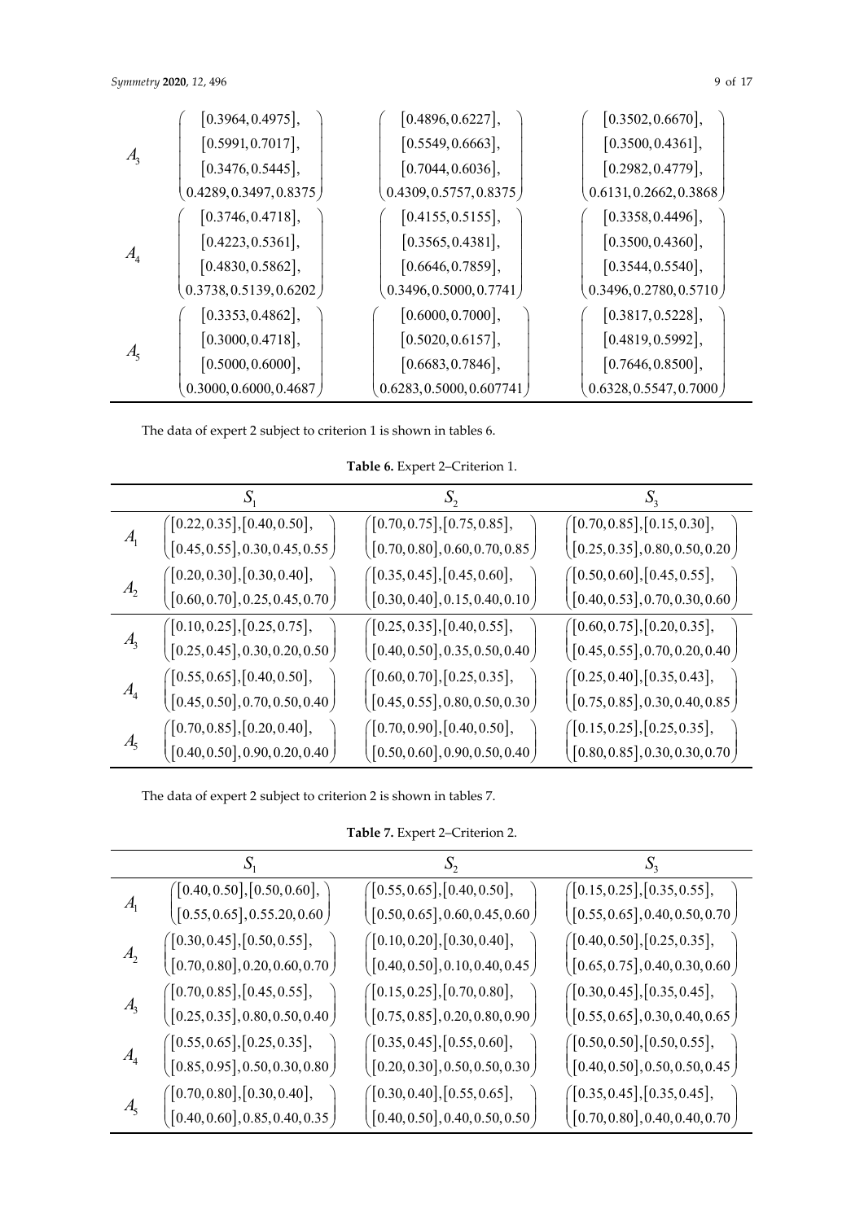|  |  |  |  |
|---|---|---|---|
| $A_3$ | $\begin{pmatrix} [0.3964, 0.4975], \\ [0.5991, 0.7017], \\ [0.3476, 0.5445], \\ 0.4289, 0.3497, 0.8375 \end{pmatrix}$ | $\begin{pmatrix} [0.4896, 0.6227], \\ [0.5549, 0.6663], \\ [0.7044, 0.6036], \\ 0.4309, 0.5757, 0.8375 \end{pmatrix}$ | $\begin{pmatrix} [0.3502, 0.6670], \\ [0.3500, 0.4361], \\ [0.2982, 0.4779], \\ 0.6131, 0.2662, 0.3868 \end{pmatrix}$ |
| $A_4$ | $\begin{pmatrix} [0.3746, 0.4718], \\ [0.4223, 0.5361], \\ [0.4830, 0.5862], \\ 0.3738, 0.5139, 0.6202 \end{pmatrix}$ | $\begin{pmatrix} [0.4155, 0.5155], \\ [0.3565, 0.4381], \\ [0.6646, 0.7859], \\ 0.3496, 0.5000, 0.7741 \end{pmatrix}$ | $\begin{pmatrix} [0.3358, 0.4496], \\ [0.3500, 0.4360], \\ [0.3544, 0.5540], \\ 0.3496, 0.2780, 0.5710 \end{pmatrix}$ |
| $A_5$ | $\begin{pmatrix} [0.3353, 0.4862], \\ [0.3000, 0.4718], \\ [0.5000, 0.6000], \\ 0.3000, 0.6000, 0.4687 \end{pmatrix}$ | $\begin{pmatrix} [0.6000, 0.7000], \\ [0.5020, 0.6157], \\ [0.6683, 0.7846], \\ 0.6283, 0.5000, 0.607741 \end{pmatrix}$ | $\begin{pmatrix} [0.3817, 0.5228], \\ [0.4819, 0.5992], \\ [0.7646, 0.8500], \\ 0.6328, 0.5547, 0.7000 \end{pmatrix}$ |

The data of expert 2 subject to criterion 1 is shown in tables 6.

**Table 6.** Expert 2–Criterion 1.

|  | $S_1$ | $S_2$ | $S_3$ |
|---|---|---|---|
| $A_1$ | $\begin{pmatrix} [0.22, 0.35], [0.40, 0.50], \\ [0.45, 0.55], 0.30, 0.45, 0.55 \end{pmatrix}$ | $\begin{pmatrix} [0.70, 0.75], [0.75, 0.85], \\ [0.70, 0.80], 0.60, 0.70, 0.85 \end{pmatrix}$ | $\begin{pmatrix} [0.70, 0.85], [0.15, 0.30], \\ [0.25, 0.35], 0.80, 0.50, 0.20 \end{pmatrix}$ |
| $A_2$ | $\begin{pmatrix} [0.20, 0.30], [0.30, 0.40], \\ [0.60, 0.70], 0.25, 0.45, 0.70 \end{pmatrix}$ | $\begin{pmatrix} [0.35, 0.45], [0.45, 0.60], \\ [0.30, 0.40], 0.15, 0.40, 0.10 \end{pmatrix}$ | $\begin{pmatrix} [0.50, 0.60], [0.45, 0.55], \\ [0.40, 0.53], 0.70, 0.30, 0.60 \end{pmatrix}$ |
| $A_3$ | $\begin{pmatrix} [0.10, 0.25], [0.25, 0.75], \\ [0.25, 0.45], 0.30, 0.20, 0.50 \end{pmatrix}$ | $\begin{pmatrix} [0.25, 0.35], [0.40, 0.55], \\ [0.40, 0.50], 0.35, 0.50, 0.40 \end{pmatrix}$ | $\begin{pmatrix} [0.60, 0.75], [0.20, 0.35], \\ [0.45, 0.55], 0.70, 0.20, 0.40 \end{pmatrix}$ |
| $A_4$ | $\begin{pmatrix} [0.55, 0.65], [0.40, 0.50], \\ [0.45, 0.50], 0.70, 0.50, 0.40 \end{pmatrix}$ | $\begin{pmatrix} [0.60, 0.70], [0.25, 0.35], \\ [0.45, 0.55], 0.80, 0.50, 0.30 \end{pmatrix}$ | $\begin{pmatrix} [0.25, 0.40], [0.35, 0.43], \\ [0.75, 0.85], 0.30, 0.40, 0.85 \end{pmatrix}$ |
| $A_5$ | $\begin{pmatrix} [0.70, 0.85], [0.20, 0.40], \\ [0.40, 0.50], 0.90, 0.20, 0.40 \end{pmatrix}$ | $\begin{pmatrix} [0.70, 0.90], [0.40, 0.50], \\ [0.50, 0.60], 0.90, 0.50, 0.40 \end{pmatrix}$ | $\begin{pmatrix} [0.15, 0.25], [0.25, 0.35], \\ [0.80, 0.85], 0.30, 0.30, 0.70 \end{pmatrix}$ |

The data of expert 2 subject to criterion 2 is shown in tables 7.

**Table 7.** Expert 2–Criterion 2.

|  | $S_1$ | $S_2$ | $S_3$ |
|---|---|---|---|
| $A_1$ | $\begin{pmatrix} [0.40, 0.50], [0.50, 0.60], \\ [0.55, 0.65], 0.55.20, 0.60 \end{pmatrix}$ | $\begin{pmatrix} [0.55, 0.65], [0.40, 0.50], \\ [0.50, 0.65], 0.60, 0.45, 0.60 \end{pmatrix}$ | $\begin{pmatrix} [0.15, 0.25], [0.35, 0.55], \\ [0.55, 0.65], 0.40, 0.50, 0.70 \end{pmatrix}$ |
| $A_2$ | $\begin{pmatrix} [0.30, 0.45], [0.50, 0.55], \\ [0.70, 0.80], 0.20, 0.60, 0.70 \end{pmatrix}$ | $\begin{pmatrix} [0.10, 0.20], [0.30, 0.40], \\ [0.40, 0.50], 0.10, 0.40, 0.45 \end{pmatrix}$ | $\begin{pmatrix} [0.40, 0.50], [0.25, 0.35], \\ [0.65, 0.75], 0.40, 0.30, 0.60 \end{pmatrix}$ |
| $A_3$ | $\begin{pmatrix} [0.70, 0.85], [0.45, 0.55], \\ [0.25, 0.35], 0.80, 0.50, 0.40 \end{pmatrix}$ | $\begin{pmatrix} [0.15, 0.25], [0.70, 0.80], \\ [0.75, 0.85], 0.20, 0.80, 0.90 \end{pmatrix}$ | $\begin{pmatrix} [0.30, 0.45], [0.35, 0.45], \\ [0.55, 0.65], 0.30, 0.40, 0.65 \end{pmatrix}$ |
| $A_4$ | $\begin{pmatrix} [0.55, 0.65], [0.25, 0.35], \\ [0.85, 0.95], 0.50, 0.30, 0.80 \end{pmatrix}$ | $\begin{pmatrix} [0.35, 0.45], [0.55, 0.60], \\ [0.20, 0.30], 0.50, 0.50, 0.30 \end{pmatrix}$ | $\begin{pmatrix} [0.50, 0.50], [0.50, 0.55], \\ [0.40, 0.50], 0.50, 0.50, 0.45 \end{pmatrix}$ |
| $A_5$ | $\begin{pmatrix} [0.70, 0.80], [0.30, 0.40], \\ [0.40, 0.60], 0.85, 0.40, 0.35 \end{pmatrix}$ | $\begin{pmatrix} [0.30, 0.40], [0.55, 0.65], \\ [0.40, 0.50], 0.40, 0.50, 0.50 \end{pmatrix}$ | $\begin{pmatrix} [0.35, 0.45], [0.35, 0.45], \\ [0.70, 0.80], 0.40, 0.40, 0.70 \end{pmatrix}$ |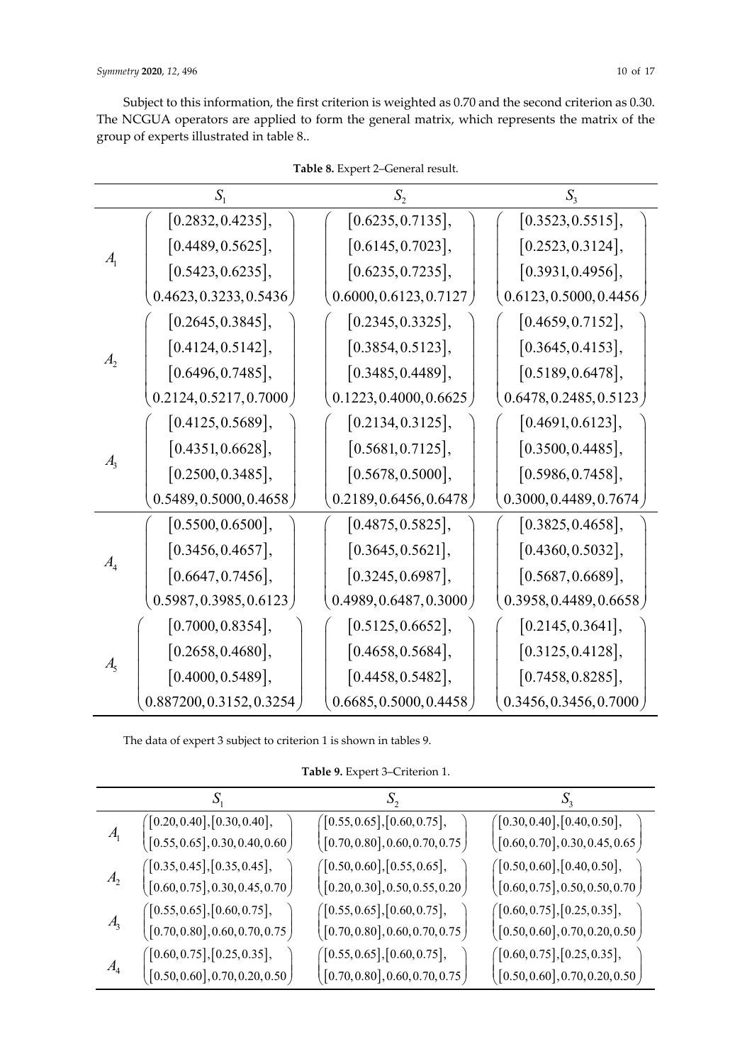Subject to this information, the first criterion is weighted as 0.70 and the second criterion as 0.30. The NCGUA operators are applied to form the general matrix, which represents the matrix of the group of experts illustrated in table 8..

**Table 8.** Expert 2–General result.

| | $S_1$ | $S_2$ | $S_3$ |
|---|---|---|---|
| $A_1$ | $\begin{pmatrix} [0.2832, 0.4235], \\ [0.4489, 0.5625], \\ [0.5423, 0.6235], \\ 0.4623, 0.3233, 0.5436 \end{pmatrix}$ | $\begin{pmatrix} [0.6235, 0.7135], \\ [0.6145, 0.7023], \\ [0.6235, 0.7235], \\ 0.6000, 0.6123, 0.7127 \end{pmatrix}$ | $\begin{pmatrix} [0.3523, 0.5515], \\ [0.2523, 0.3124], \\ [0.3931, 0.4956], \\ 0.6123, 0.5000, 0.4456 \end{pmatrix}$ |
| $A_2$ | $\begin{pmatrix} [0.2645, 0.3845], \\ [0.4124, 0.5142], \\ [0.6496, 0.7485], \\ 0.2124, 0.5217, 0.7000 \end{pmatrix}$ | $\begin{pmatrix} [0.2345, 0.3325], \\ [0.3854, 0.5123], \\ [0.3485, 0.4489], \\ 0.1223, 0.4000, 0.6625 \end{pmatrix}$ | $\begin{pmatrix} [0.4659, 0.7152], \\ [0.3645, 0.4153], \\ [0.5189, 0.6478], \\ 0.6478, 0.2485, 0.5123 \end{pmatrix}$ |
| $A_3$ | $\begin{pmatrix} [0.4125, 0.5689], \\ [0.4351, 0.6628], \\ [0.2500, 0.3485], \\ 0.5489, 0.5000, 0.4658 \end{pmatrix}$ | $\begin{pmatrix} [0.2134, 0.3125], \\ [0.5681, 0.7125], \\ [0.5678, 0.5000], \\ 0.2189, 0.6456, 0.6478 \end{pmatrix}$ | $\begin{pmatrix} [0.4691, 0.6123], \\ [0.3500, 0.4485], \\ [0.5986, 0.7458], \\ 0.3000, 0.4489, 0.7674 \end{pmatrix}$ |
| $A_4$ | $\begin{pmatrix} [0.5500, 0.6500], \\ [0.3456, 0.4657], \\ [0.6647, 0.7456], \\ 0.5987, 0.3985, 0.6123 \end{pmatrix}$ | $\begin{pmatrix} [0.4875, 0.5825], \\ [0.3645, 0.5621], \\ [0.3245, 0.6987], \\ 0.4989, 0.6487, 0.3000 \end{pmatrix}$ | $\begin{pmatrix} [0.3825, 0.4658], \\ [0.4360, 0.5032], \\ [0.5687, 0.6689], \\ 0.3958, 0.4489, 0.6658 \end{pmatrix}$ |
| $A_5$ | $\begin{pmatrix} [0.7000, 0.8354], \\ [0.2658, 0.4680], \\ [0.4000, 0.5489], \\ 0.887200, 0.3152, 0.3254 \end{pmatrix}$ | $\begin{pmatrix} [0.5125, 0.6652], \\ [0.4658, 0.5684], \\ [0.4458, 0.5482], \\ 0.6685, 0.5000, 0.4458 \end{pmatrix}$ | $\begin{pmatrix} [0.2145, 0.3641], \\ [0.3125, 0.4128], \\ [0.7458, 0.8285], \\ 0.3456, 0.3456, 0.7000 \end{pmatrix}$ |

The data of expert 3 subject to criterion 1 is shown in tables 9.

**Table 9.** Expert 3–Criterion 1.

| | $S_1$ | $S_2$ | $S_3$ |
|---|---|---|---|
| $A_1$ | $\begin{pmatrix} [0.20, 0.40], [0.30, 0.40], \\ [0.55, 0.65], 0.30, 0.40, 0.60 \end{pmatrix}$ | $\begin{pmatrix} [0.55, 0.65], [0.60, 0.75], \\ [0.70, 0.80], 0.60, 0.70, 0.75 \end{pmatrix}$ | $\begin{pmatrix} [0.30, 0.40], [0.40, 0.50], \\ [0.60, 0.70], 0.30, 0.45, 0.65 \end{pmatrix}$ |
| $A_2$ | $\begin{pmatrix} [0.35, 0.45], [0.35, 0.45], \\ [0.60, 0.75], 0.30, 0.45, 0.70 \end{pmatrix}$ | $\begin{pmatrix} [0.50, 0.60], [0.55, 0.65], \\ [0.20, 0.30], 0.50, 0.55, 0.20 \end{pmatrix}$ | $\begin{pmatrix} [0.50, 0.60], [0.40, 0.50], \\ [0.60, 0.75], 0.50, 0.50, 0.70 \end{pmatrix}$ |
| $A_3$ | $\begin{pmatrix} [0.55, 0.65], [0.60, 0.75], \\ [0.70, 0.80], 0.60, 0.70, 0.75 \end{pmatrix}$ | $\begin{pmatrix} [0.55, 0.65], [0.60, 0.75], \\ [0.70, 0.80], 0.60, 0.70, 0.75 \end{pmatrix}$ | $\begin{pmatrix} [0.60, 0.75], [0.25, 0.35], \\ [0.50, 0.60], 0.70, 0.20, 0.50 \end{pmatrix}$ |
| $A_4$ | $\begin{pmatrix} [0.60, 0.75], [0.25, 0.35], \\ [0.50, 0.60], 0.70, 0.20, 0.50 \end{pmatrix}$ | $\begin{pmatrix} [0.55, 0.65], [0.60, 0.75], \\ [0.70, 0.80], 0.60, 0.70, 0.75 \end{pmatrix}$ | $\begin{pmatrix} [0.60, 0.75], [0.25, 0.35], \\ [0.50, 0.60], 0.70, 0.20, 0.50 \end{pmatrix}$ |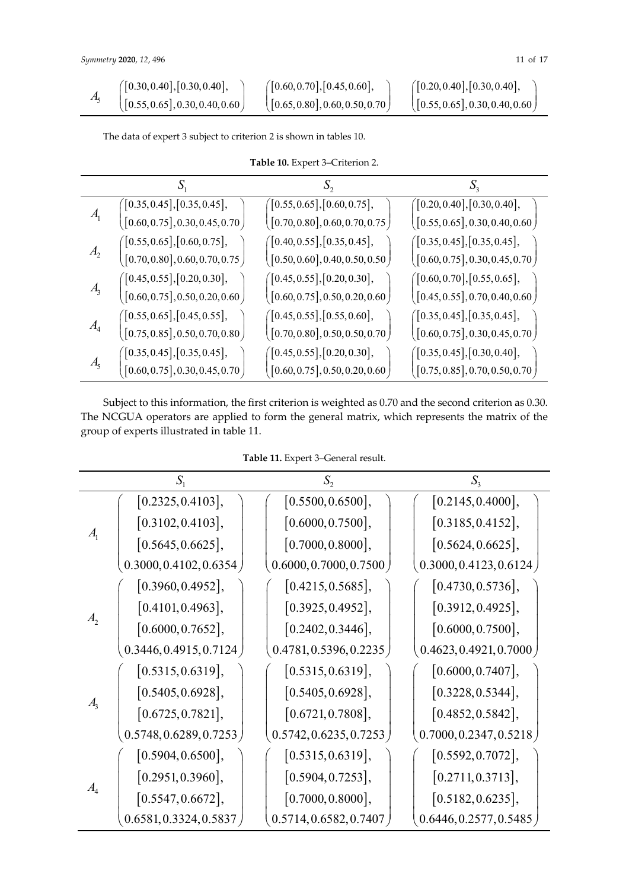| | $S_1$ | $S_2$ | $S_3$ |
|---|---|---|---|
| $A_5$ | $\begin{pmatrix}[0.30,0.40],[0.30,0.40],\\ [0.55,0.65],0.30,0.40,0.60\end{pmatrix}$ | $\begin{pmatrix}[0.60,0.70],[0.45,0.60],\\ [0.65,0.80],0.60,0.50,0.70\end{pmatrix}$ | $\begin{pmatrix}[0.20,0.40],[0.30,0.40],\\ [0.55,0.65],0.30,0.40,0.60\end{pmatrix}$ |

The data of expert 3 subject to criterion 2 is shown in tables 10.

**Table 10.** Expert 3–Criterion 2.

| | $S_1$ | $S_2$ | $S_3$ |
|---|---|---|---|
| $A_1$ | $\begin{pmatrix}[0.35,0.45],[0.35,0.45],\\ [0.60,0.75],0.30,0.45,0.70\end{pmatrix}$ | $\begin{pmatrix}[0.55,0.65],[0.60,0.75],\\ [0.70,0.80],0.60,0.70,0.75\end{pmatrix}$ | $\begin{pmatrix}[0.20,0.40],[0.30,0.40],\\ [0.55,0.65],0.30,0.40,0.60\end{pmatrix}$ |
| $A_2$ | $\begin{pmatrix}[0.55,0.65],[0.60,0.75],\\ [0.70,0.80],0.60,0.70,0.75\end{pmatrix}$ | $\begin{pmatrix}[0.40,0.55],[0.35,0.45],\\ [0.50,0.60],0.40,0.50,0.50\end{pmatrix}$ | $\begin{pmatrix}[0.35,0.45],[0.35,0.45],\\ [0.60,0.75],0.30,0.45,0.70\end{pmatrix}$ |
| $A_3$ | $\begin{pmatrix}[0.45,0.55],[0.20,0.30],\\ [0.60,0.75],0.50,0.20,0.60\end{pmatrix}$ | $\begin{pmatrix}[0.45,0.55],[0.20,0.30],\\ [0.60,0.75],0.50,0.20,0.60\end{pmatrix}$ | $\begin{pmatrix}[0.60,0.70],[0.55,0.65],\\ [0.45,0.55],0.70,0.40,0.60\end{pmatrix}$ |
| $A_4$ | $\begin{pmatrix}[0.55,0.65],[0.45,0.55],\\ [0.75,0.85],0.50,0.70,0.80\end{pmatrix}$ | $\begin{pmatrix}[0.45,0.55],[0.55,0.60],\\ [0.70,0.80],0.50,0.50,0.70\end{pmatrix}$ | $\begin{pmatrix}[0.35,0.45],[0.35,0.45],\\ [0.60,0.75],0.30,0.45,0.70\end{pmatrix}$ |
| $A_5$ | $\begin{pmatrix}[0.35,0.45],[0.35,0.45],\\ [0.60,0.75],0.30,0.45,0.70\end{pmatrix}$ | $\begin{pmatrix}[0.45,0.55],[0.20,0.30],\\ [0.60,0.75],0.50,0.20,0.60\end{pmatrix}$ | $\begin{pmatrix}[0.35,0.45],[0.30,0.40],\\ [0.75,0.85],0.70,0.50,0.70\end{pmatrix}$ |

Subject to this information, the first criterion is weighted as 0.70 and the second criterion as 0.30. The NCGUA operators are applied to form the general matrix, which represents the matrix of the group of experts illustrated in table 11.

**Table 11.** Expert 3–General result.

| | $S_1$ | $S_2$ | $S_3$ |
|---|---|---|---|
| $A_1$ | $\begin{pmatrix}[0.2325,0.4103],\\ [0.3102,0.4103],\\ [0.5645,0.6625],\\ 0.3000,0.4102,0.6354\end{pmatrix}$ | $\begin{pmatrix}[0.5500,0.6500],\\ [0.6000,0.7500],\\ [0.7000,0.8000],\\ 0.6000,0.7000,0.7500\end{pmatrix}$ | $\begin{pmatrix}[0.2145,0.4000],\\ [0.3185,0.4152],\\ [0.5624,0.6625],\\ 0.3000,0.4123,0.6124\end{pmatrix}$ |
| $A_2$ | $\begin{pmatrix}[0.3960,0.4952],\\ [0.4101,0.4963],\\ [0.6000,0.7652],\\ 0.3446,0.4915,0.7124\end{pmatrix}$ | $\begin{pmatrix}[0.4215,0.5685],\\ [0.3925,0.4952],\\ [0.2402,0.3446],\\ 0.4781,0.5396,0.2235\end{pmatrix}$ | $\begin{pmatrix}[0.4730,0.5736],\\ [0.3912,0.4925],\\ [0.6000,0.7500],\\ 0.4623,0.4921,0.7000\end{pmatrix}$ |
| $A_3$ | $\begin{pmatrix}[0.5315,0.6319],\\ [0.5405,0.6928],\\ [0.6725,0.7821],\\ 0.5748,0.6289,0.7253\end{pmatrix}$ | $\begin{pmatrix}[0.5315,0.6319],\\ [0.5405,0.6928],\\ [0.6721,0.7808],\\ 0.5742,0.6235,0.7253\end{pmatrix}$ | $\begin{pmatrix}[0.6000,0.7407],\\ [0.3228,0.5344],\\ [0.4852,0.5842],\\ 0.7000,0.2347,0.5218\end{pmatrix}$ |
| $A_4$ | $\begin{pmatrix}[0.5904,0.6500],\\ [0.2951,0.3960],\\ [0.5547,0.6672],\\ 0.6581,0.3324,0.5837\end{pmatrix}$ | $\begin{pmatrix}[0.5315,0.6319],\\ [0.5904,0.7253],\\ [0.7000,0.8000],\\ 0.5714,0.6582,0.7407\end{pmatrix}$ | $\begin{pmatrix}[0.5592,0.7072],\\ [0.2711,0.3713],\\ [0.5182,0.6235],\\ 0.6446,0.2577,0.5485\end{pmatrix}$ |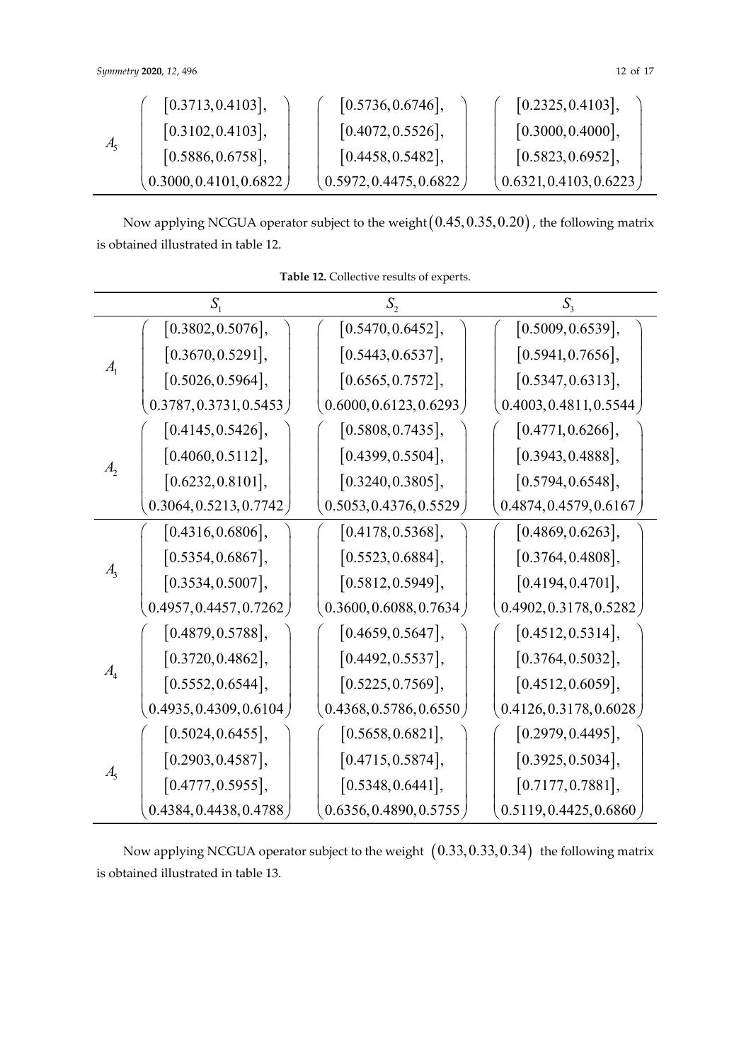| | | | |
|---|---|---|---|
| $A_5$ | $\begin{pmatrix} [0.3713, 0.4103], \\ [0.3102, 0.4103], \\ [0.5886, 0.6758], \\ 0.3000, 0.4101, 0.6822 \end{pmatrix}$ | $\begin{pmatrix} [0.5736, 0.6746], \\ [0.4072, 0.5526], \\ [0.4458, 0.5482], \\ 0.5972, 0.4475, 0.6822 \end{pmatrix}$ | $\begin{pmatrix} [0.2325, 0.4103], \\ [0.3000, 0.4000], \\ [0.5823, 0.6952], \\ 0.6321, 0.4103, 0.6223 \end{pmatrix}$ |

Now applying NCGUA operator subject to the weight $(0.45, 0.35, 0.20)$, the following matrix is obtained illustrated in table 12.

**Table 12.** Collective results of experts.

| | $S_1$ | $S_2$ | $S_3$ |
|---|---|---|---|
| $A_1$ | $\begin{pmatrix} [0.3802, 0.5076], \\ [0.3670, 0.5291], \\ [0.5026, 0.5964], \\ 0.3787, 0.3731, 0.5453 \end{pmatrix}$ | $\begin{pmatrix} [0.5470, 0.6452], \\ [0.5443, 0.6537], \\ [0.6565, 0.7572], \\ 0.6000, 0.6123, 0.6293 \end{pmatrix}$ | $\begin{pmatrix} [0.5009, 0.6539], \\ [0.5941, 0.7656], \\ [0.5347, 0.6313], \\ 0.4003, 0.4811, 0.5544 \end{pmatrix}$ |
| $A_2$ | $\begin{pmatrix} [0.4145, 0.5426], \\ [0.4060, 0.5112], \\ [0.6232, 0.8101], \\ 0.3064, 0.5213, 0.7742 \end{pmatrix}$ | $\begin{pmatrix} [0.5808, 0.7435], \\ [0.4399, 0.5504], \\ [0.3240, 0.3805], \\ 0.5053, 0.4376, 0.5529 \end{pmatrix}$ | $\begin{pmatrix} [0.4771, 0.6266], \\ [0.3943, 0.4888], \\ [0.5794, 0.6548], \\ 0.4874, 0.4579, 0.6167 \end{pmatrix}$ |
| $A_3$ | $\begin{pmatrix} [0.4316, 0.6806], \\ [0.5354, 0.6867], \\ [0.3534, 0.5007], \\ 0.4957, 0.4457, 0.7262 \end{pmatrix}$ | $\begin{pmatrix} [0.4178, 0.5368], \\ [0.5523, 0.6884], \\ [0.5812, 0.5949], \\ 0.3600, 0.6088, 0.7634 \end{pmatrix}$ | $\begin{pmatrix} [0.4869, 0.6263], \\ [0.3764, 0.4808], \\ [0.4194, 0.4701], \\ 0.4902, 0.3178, 0.5282 \end{pmatrix}$ |
| $A_4$ | $\begin{pmatrix} [0.4879, 0.5788], \\ [0.3720, 0.4862], \\ [0.5552, 0.6544], \\ 0.4935, 0.4309, 0.6104 \end{pmatrix}$ | $\begin{pmatrix} [0.4659, 0.5647], \\ [0.4492, 0.5537], \\ [0.5225, 0.7569], \\ 0.4368, 0.5786, 0.6550 \end{pmatrix}$ | $\begin{pmatrix} [0.4512, 0.5314], \\ [0.3764, 0.5032], \\ [0.4512, 0.6059], \\ 0.4126, 0.3178, 0.6028 \end{pmatrix}$ |
| $A_5$ | $\begin{pmatrix} [0.5024, 0.6455], \\ [0.2903, 0.4587], \\ [0.4777, 0.5955], \\ 0.4384, 0.4438, 0.4788 \end{pmatrix}$ | $\begin{pmatrix} [0.5658, 0.6821], \\ [0.4715, 0.5874], \\ [0.5348, 0.6441], \\ 0.6356, 0.4890, 0.5755 \end{pmatrix}$ | $\begin{pmatrix} [0.2979, 0.4495], \\ [0.3925, 0.5034], \\ [0.7177, 0.7881], \\ 0.5119, 0.4425, 0.6860 \end{pmatrix}$ |

Now applying NCGUA operator subject to the weight $(0.33, 0.33, 0.34)$ the following matrix is obtained illustrated in table 13.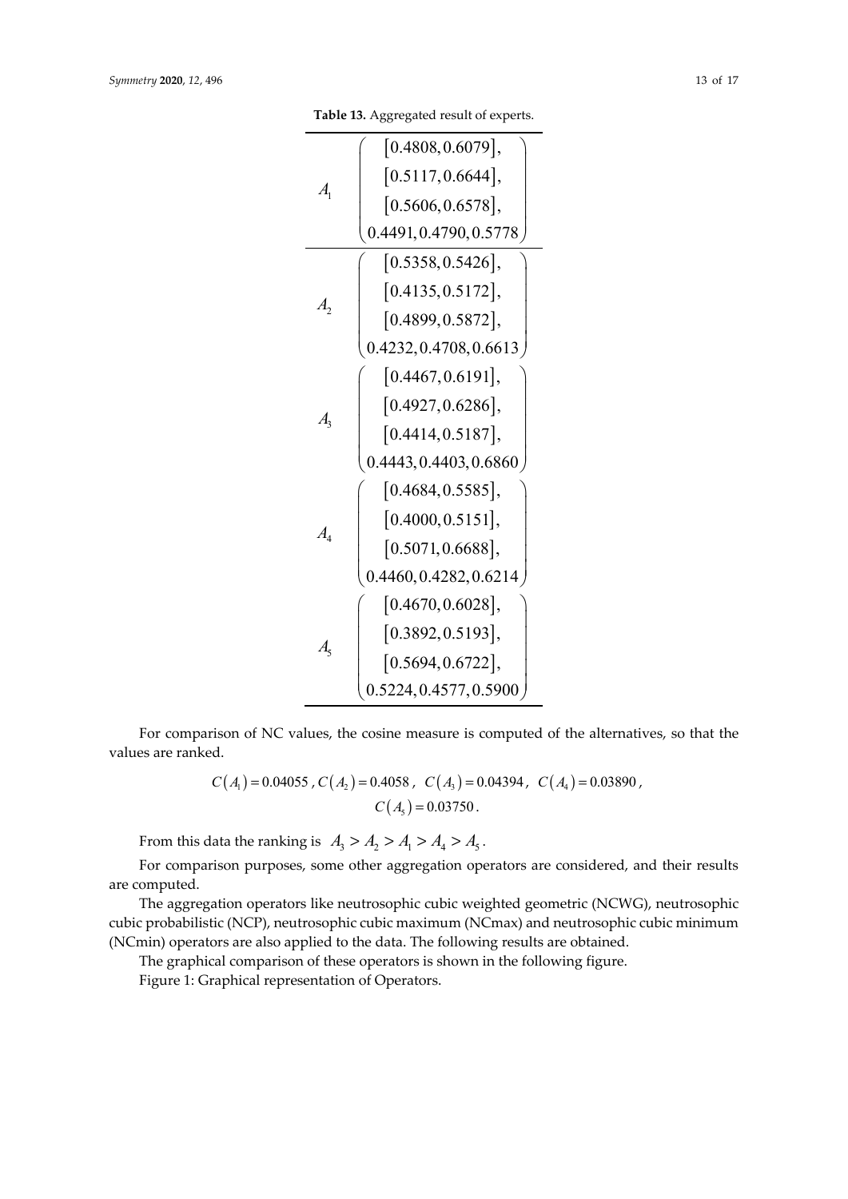**Table 13.** Aggregated result of experts.

| | |
|---|---|
| $A_1$ | $\begin{pmatrix} [0.4808, 0.6079], \\ [0.5117, 0.6644], \\ [0.5606, 0.6578], \\ 0.4491, 0.4790, 0.5778 \end{pmatrix}$ |
| $A_2$ | $\begin{pmatrix} [0.5358, 0.5426], \\ [0.4135, 0.5172], \\ [0.4899, 0.5872], \\ 0.4232, 0.4708, 0.6613 \end{pmatrix}$ |
| $A_3$ | $\begin{pmatrix} [0.4467, 0.6191], \\ [0.4927, 0.6286], \\ [0.4414, 0.5187], \\ 0.4443, 0.4403, 0.6860 \end{pmatrix}$ |
| $A_4$ | $\begin{pmatrix} [0.4684, 0.5585], \\ [0.4000, 0.5151], \\ [0.5071, 0.6688], \\ 0.4460, 0.4282, 0.6214 \end{pmatrix}$ |
| $A_5$ | $\begin{pmatrix} [0.4670, 0.6028], \\ [0.3892, 0.5193], \\ [0.5694, 0.6722], \\ 0.5224, 0.4577, 0.5900 \end{pmatrix}$ |

For comparison of NC values, the cosine measure is computed of the alternatives, so that the values are ranked.

$$C(A_1) = 0.04055,\ C(A_2) = 0.4058,\ C(A_3) = 0.04394,\ C(A_4) = 0.03890,$$
$$C(A_5) = 0.03750.$$

From this data the ranking is $A_3 > A_2 > A_1 > A_4 > A_5$.

For comparison purposes, some other aggregation operators are considered, and their results are computed.

The aggregation operators like neutrosophic cubic weighted geometric (NCWG), neutrosophic cubic probabilistic (NCP), neutrosophic cubic maximum (NCmax) and neutrosophic cubic minimum (NCmin) operators are also applied to the data. The following results are obtained.

The graphical comparison of these operators is shown in the following figure.

Figure 1: Graphical representation of Operators.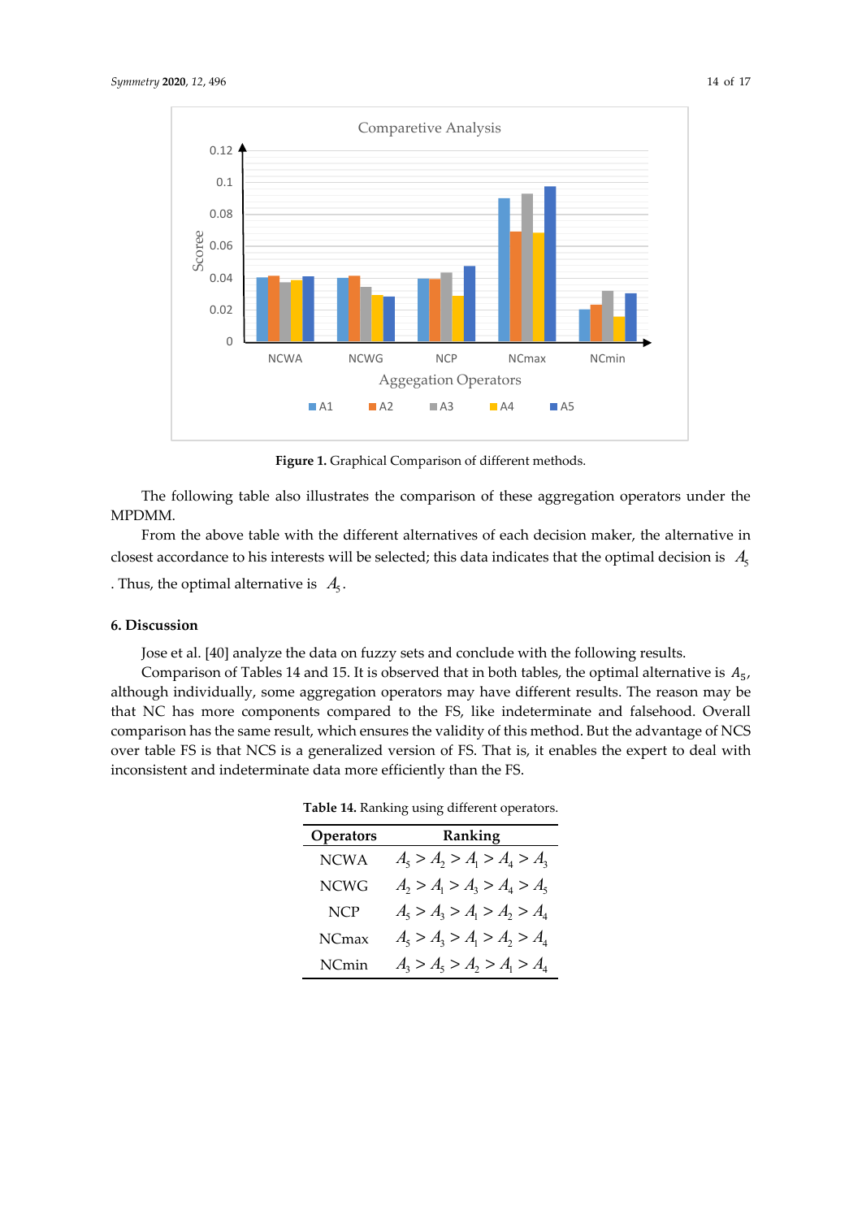Figure 1. Graphical Comparison of different methods.

The following table also illustrates the comparison of these aggregation operators under the MPDMM.

From the above table with the different alternatives of each decision maker, the alternative in closest accordance to his interests will be selected; this data indicates that the optimal decision is $A_5$. Thus, the optimal alternative is $A_5$.

## 6. Discussion

Jose et al. [40] analyze the data on fuzzy sets and conclude with the following results.

Comparison of Tables 14 and 15. It is observed that in both tables, the optimal alternative is $A_5$, although individually, some aggregation operators may have different results. The reason may be that NC has more components compared to the FS, like indeterminate and falsehood. Overall comparison has the same result, which ensures the validity of this method. But the advantage of NCS over table FS is that NCS is a generalized version of FS. That is, it enables the expert to deal with inconsistent and indeterminate data more efficiently than the FS.

**Table 14.** Ranking using different operators.

| Operators | Ranking |
| --- | --- |
| NCWA | $A_5 > A_2 > A_1 > A_4 > A_3$ |
| NCWG | $A_2 > A_1 > A_3 > A_4 > A_5$ |
| NCP | $A_5 > A_3 > A_1 > A_2 > A_4$ |
| NCmax | $A_5 > A_3 > A_1 > A_2 > A_4$ |
| NCmin | $A_3 > A_5 > A_2 > A_1 > A_4$ |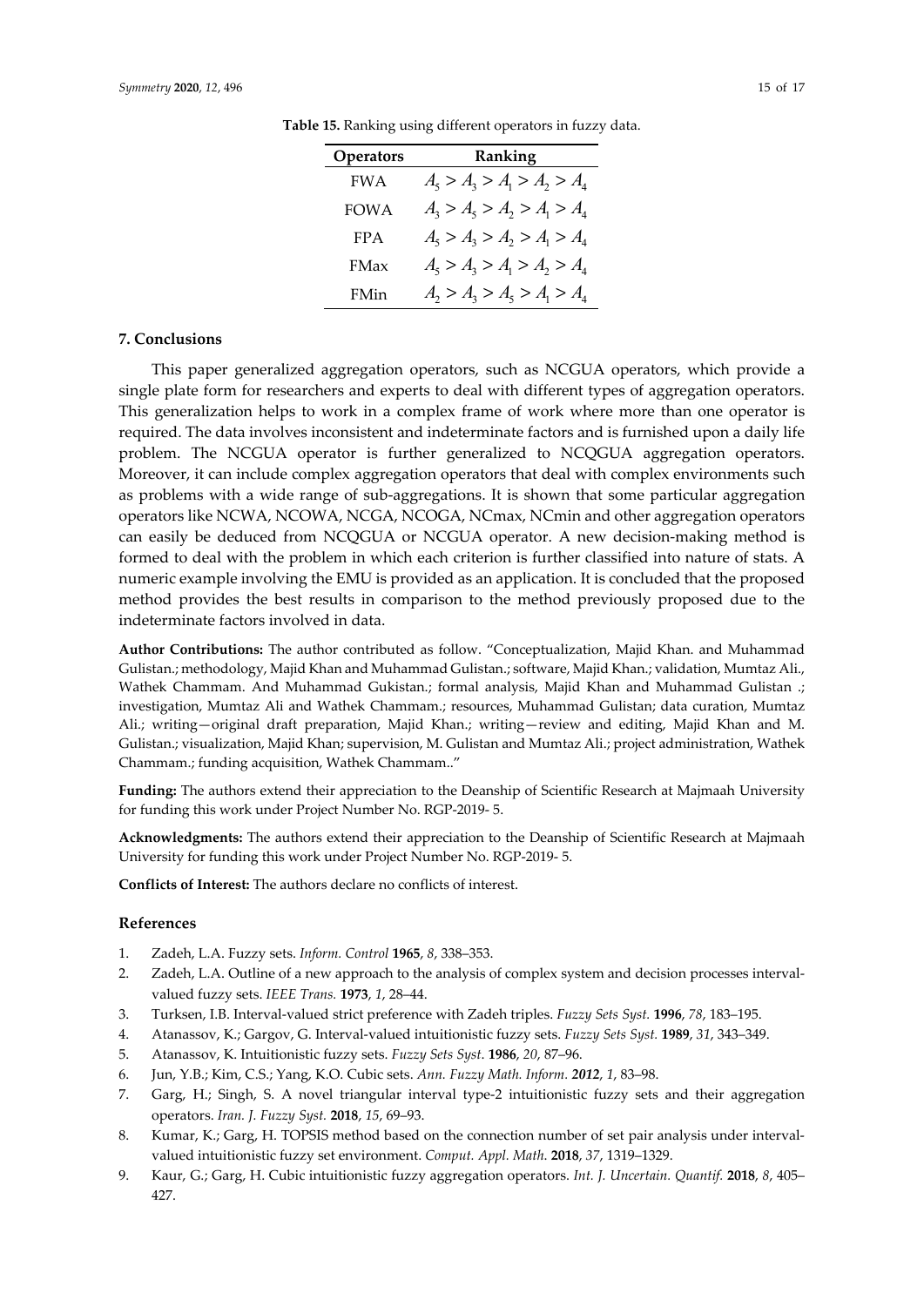**Table 15.** Ranking using different operators in fuzzy data.

| Operators | Ranking |
| --- | --- |
| FWA | $A_5 > A_3 > A_1 > A_2 > A_4$ |
| FOWA | $A_3 > A_5 > A_2 > A_1 > A_4$ |
| FPA | $A_5 > A_3 > A_2 > A_1 > A_4$ |
| FMax | $A_5 > A_3 > A_1 > A_2 > A_4$ |
| FMin | $A_2 > A_3 > A_5 > A_1 > A_4$ |

## 7. Conclusions

This paper generalized aggregation operators, such as NCGUA operators, which provide a single plate form for researchers and experts to deal with different types of aggregation operators. This generalization helps to work in a complex frame of work where more than one operator is required. The data involves inconsistent and indeterminate factors and is furnished upon a daily life problem. The NCGUA operator is further generalized to NCQGUA aggregation operators. Moreover, it can include complex aggregation operators that deal with complex environments such as problems with a wide range of sub-aggregations. It is shown that some particular aggregation operators like NCWA, NCOWA, NCGA, NCOGA, NCmax, NCmin and other aggregation operators can easily be deduced from NCQGUA or NCGUA operator. A new decision-making method is formed to deal with the problem in which each criterion is further classified into nature of stats. A numeric example involving the EMU is provided as an application. It is concluded that the proposed method provides the best results in comparison to the method previously proposed due to the indeterminate factors involved in data.

**Author Contributions:** The author contributed as follow. "Conceptualization, Majid Khan. and Muhammad Gulistan.; methodology, Majid Khan and Muhammad Gulistan.; software, Majid Khan.; validation, Mumtaz Ali., Wathek Chammam. And Muhammad Gukistan.; formal analysis, Majid Khan and Muhammad Gulistan .; investigation, Mumtaz Ali and Wathek Chammam.; resources, Muhammad Gulistan; data curation, Mumtaz Ali.; writing—original draft preparation, Majid Khan.; writing—review and editing, Majid Khan and M. Gulistan.; visualization, Majid Khan; supervision, M. Gulistan and Mumtaz Ali.; project administration, Wathek Chammam.; funding acquisition, Wathek Chammam.."

**Funding:** The authors extend their appreciation to the Deanship of Scientific Research at Majmaah University for funding this work under Project Number No. RGP-2019- 5.

**Acknowledgments:** The authors extend their appreciation to the Deanship of Scientific Research at Majmaah University for funding this work under Project Number No. RGP-2019- 5.

**Conflicts of Interest:** The authors declare no conflicts of interest.

## References

1. Zadeh, L.A. Fuzzy sets. *Inform. Control* **1965**, *8*, 338–353.
2. Zadeh, L.A. Outline of a new approach to the analysis of complex system and decision processes interval-valued fuzzy sets. *IEEE Trans.* **1973**, *1*, 28–44.
3. Turksen, I.B. Interval-valued strict preference with Zadeh triples. *Fuzzy Sets Syst.* **1996**, *78*, 183–195.
4. Atanassov, K.; Gargov, G. Interval-valued intuitionistic fuzzy sets. *Fuzzy Sets Syst.* **1989**, *31*, 343–349.
5. Atanassov, K. Intuitionistic fuzzy sets. *Fuzzy Sets Syst*. **1986**, *20*, 87–96.
6. Jun, Y.B.; Kim, C.S.; Yang, K.O. Cubic sets. *Ann. Fuzzy Math. Inform.* ***2012***, *1*, 83–98.
7. Garg, H.; Singh, S. A novel triangular interval type-2 intuitionistic fuzzy sets and their aggregation operators. *Iran. J. Fuzzy Syst.* **2018**, *15*, 69–93.
8. Kumar, K.; Garg, H. TOPSIS method based on the connection number of set pair analysis under interval-valued intuitionistic fuzzy set environment. *Comput. Appl. Math*. **2018**, *37*, 1319–1329.
9. Kaur, G.; Garg, H. Cubic intuitionistic fuzzy aggregation operators. *Int. J. Uncertain. Quantif.* **2018**, *8*, 405–427.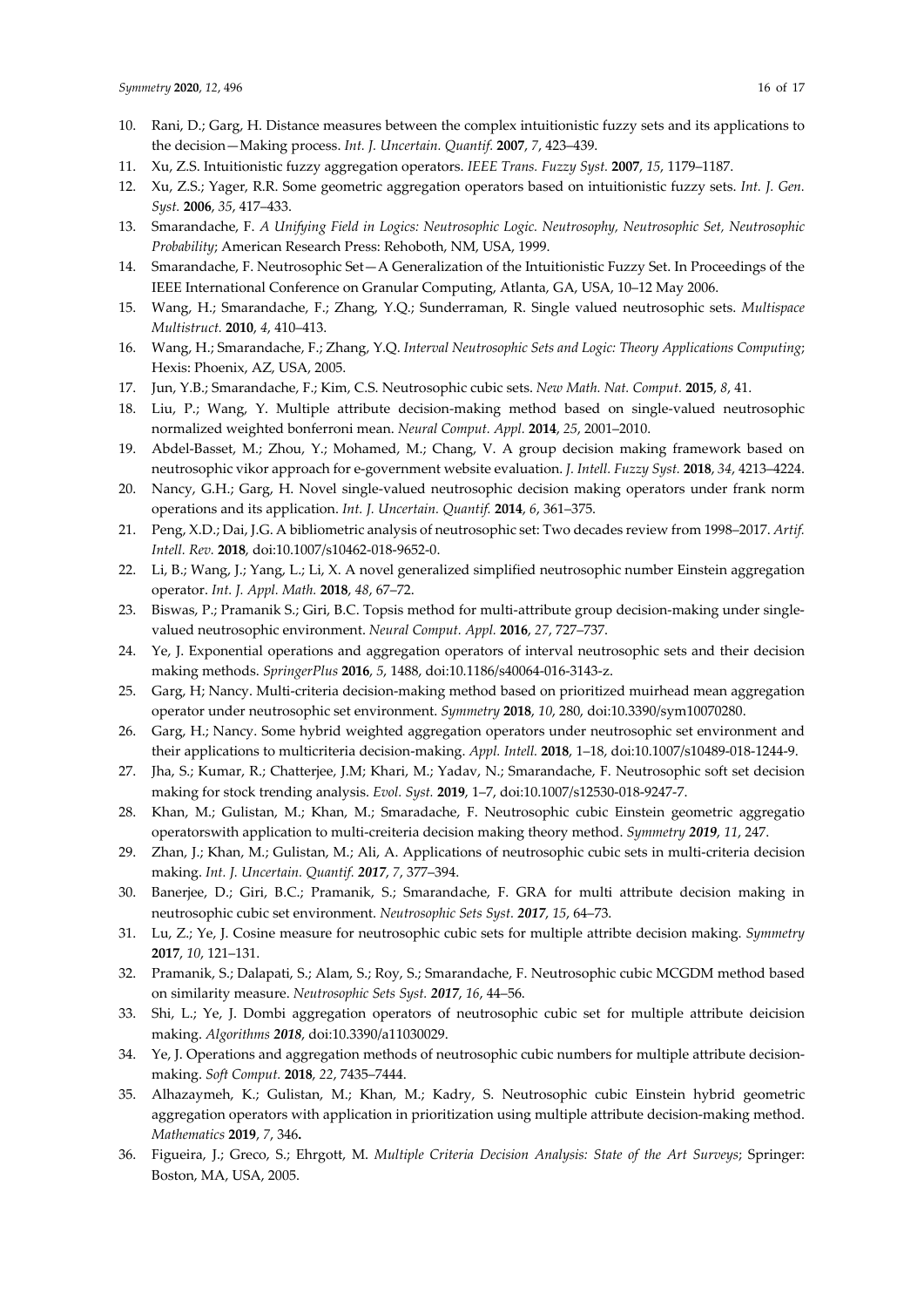10. Rani, D.; Garg, H. Distance measures between the complex intuitionistic fuzzy sets and its applications to the decision—Making process. *Int. J. Uncertain. Quantif.* **2007**, *7*, 423–439.
11. Xu, Z.S. Intuitionistic fuzzy aggregation operators. *IEEE Trans. Fuzzy Syst.* **2007**, *15*, 1179–1187.
12. Xu, Z.S.; Yager, R.R. Some geometric aggregation operators based on intuitionistic fuzzy sets. *Int. J. Gen. Syst.* **2006**, *35*, 417–433.
13. Smarandache, F. *A Unifying Field in Logics: Neutrosophic Logic. Neutrosophy, Neutrosophic Set, Neutrosophic Probability*; American Research Press: Rehoboth, NM, USA, 1999.
14. Smarandache, F. Neutrosophic Set—A Generalization of the Intuitionistic Fuzzy Set. In Proceedings of the IEEE International Conference on Granular Computing, Atlanta, GA, USA, 10–12 May 2006.
15. Wang, H.; Smarandache, F.; Zhang, Y.Q.; Sunderraman, R. Single valued neutrosophic sets. *Multispace Multistruct.* **2010**, *4*, 410–413.
16. Wang, H.; Smarandache, F.; Zhang, Y.Q. *Interval Neutrosophic Sets and Logic: Theory Applications Computing*; Hexis: Phoenix, AZ, USA, 2005.
17. Jun, Y.B.; Smarandache, F.; Kim, C.S. Neutrosophic cubic sets. *New Math. Nat. Comput.* **2015**, *8*, 41.
18. Liu, P.; Wang, Y. Multiple attribute decision-making method based on single-valued neutrosophic normalized weighted bonferroni mean. *Neural Comput. Appl.* **2014**, *25*, 2001–2010.
19. Abdel-Basset, M.; Zhou, Y.; Mohamed, M.; Chang, V. A group decision making framework based on neutrosophic vikor approach for e-government website evaluation. *J. Intell. Fuzzy Syst.* **2018**, *34*, 4213–4224.
20. Nancy, G.H.; Garg, H. Novel single-valued neutrosophic decision making operators under frank norm operations and its application. *Int. J. Uncertain. Quantif.* **2014**, *6*, 361–375.
21. Peng, X.D.; Dai, J.G. A bibliometric analysis of neutrosophic set: Two decades review from 1998–2017. *Artif. Intell. Rev.* **2018**, doi:10.1007/s10462-018-9652-0.
22. Li, B.; Wang, J.; Yang, L.; Li, X. A novel generalized simplified neutrosophic number Einstein aggregation operator. *Int. J. Appl. Math.* **2018**, *48*, 67–72.
23. Biswas, P.; Pramanik S.; Giri, B.C. Topsis method for multi-attribute group decision-making under single-valued neutrosophic environment. *Neural Comput. Appl.* **2016**, *27*, 727–737.
24. Ye, J. Exponential operations and aggregation operators of interval neutrosophic sets and their decision making methods. *SpringerPlus* **2016**, *5*, 1488, doi:10.1186/s40064-016-3143-z.
25. Garg, H; Nancy. Multi-criteria decision-making method based on prioritized muirhead mean aggregation operator under neutrosophic set environment. *Symmetry* **2018**, *10*, 280, doi:10.3390/sym10070280.
26. Garg, H.; Nancy. Some hybrid weighted aggregation operators under neutrosophic set environment and their applications to multicriteria decision-making. *Appl. Intell.* **2018**, 1–18, doi:10.1007/s10489-018-1244-9.
27. Jha, S.; Kumar, R.; Chatterjee, J.M; Khari, M.; Yadav, N.; Smarandache, F. Neutrosophic soft set decision making for stock trending analysis. *Evol. Syst.* **2019**, 1–7, doi:10.1007/s12530-018-9247-7.
28. Khan, M.; Gulistan, M.; Khan, M.; Smaradache, F. Neutrosophic cubic Einstein geometric aggregatio operatorswith application to multi-creiteria decision making theory method. *Symmetry* ***2019***, *11*, 247.
29. Zhan, J.; Khan, M.; Gulistan, M.; Ali, A. Applications of neutrosophic cubic sets in multi-criteria decision making. *Int. J. Uncertain. Quantif.* ***2017***, *7*, 377–394.
30. Banerjee, D.; Giri, B.C.; Pramanik, S.; Smarandache, F. GRA for multi attribute decision making in neutrosophic cubic set environment. *Neutrosophic Sets Syst.* ***2017***, *15*, 64–73.
31. Lu, Z.; Ye, J. Cosine measure for neutrosophic cubic sets for multiple attribte decision making. *Symmetry* **2017**, *10*, 121–131.
32. Pramanik, S.; Dalapati, S.; Alam, S.; Roy, S.; Smarandache, F. Neutrosophic cubic MCGDM method based on similarity measure. *Neutrosophic Sets Syst.* ***2017***, *16*, 44–56.
33. Shi, L.; Ye, J. Dombi aggregation operators of neutrosophic cubic set for multiple attribute deicision making. *Algorithms* ***2018***, doi:10.3390/a11030029.
34. Ye, J. Operations and aggregation methods of neutrosophic cubic numbers for multiple attribute decision-making. *Soft Comput.* **2018**, *22*, 7435–7444.
35. Alhazaymeh, K.; Gulistan, M.; Khan, M.; Kadry, S. Neutrosophic cubic Einstein hybrid geometric aggregation operators with application in prioritization using multiple attribute decision-making method. *Mathematics* **2019**, *7*, 346**.**
36. Figueira, J.; Greco, S.; Ehrgott, M. *Multiple Criteria Decision Analysis: State of the Art Surveys*; Springer: Boston, MA, USA, 2005.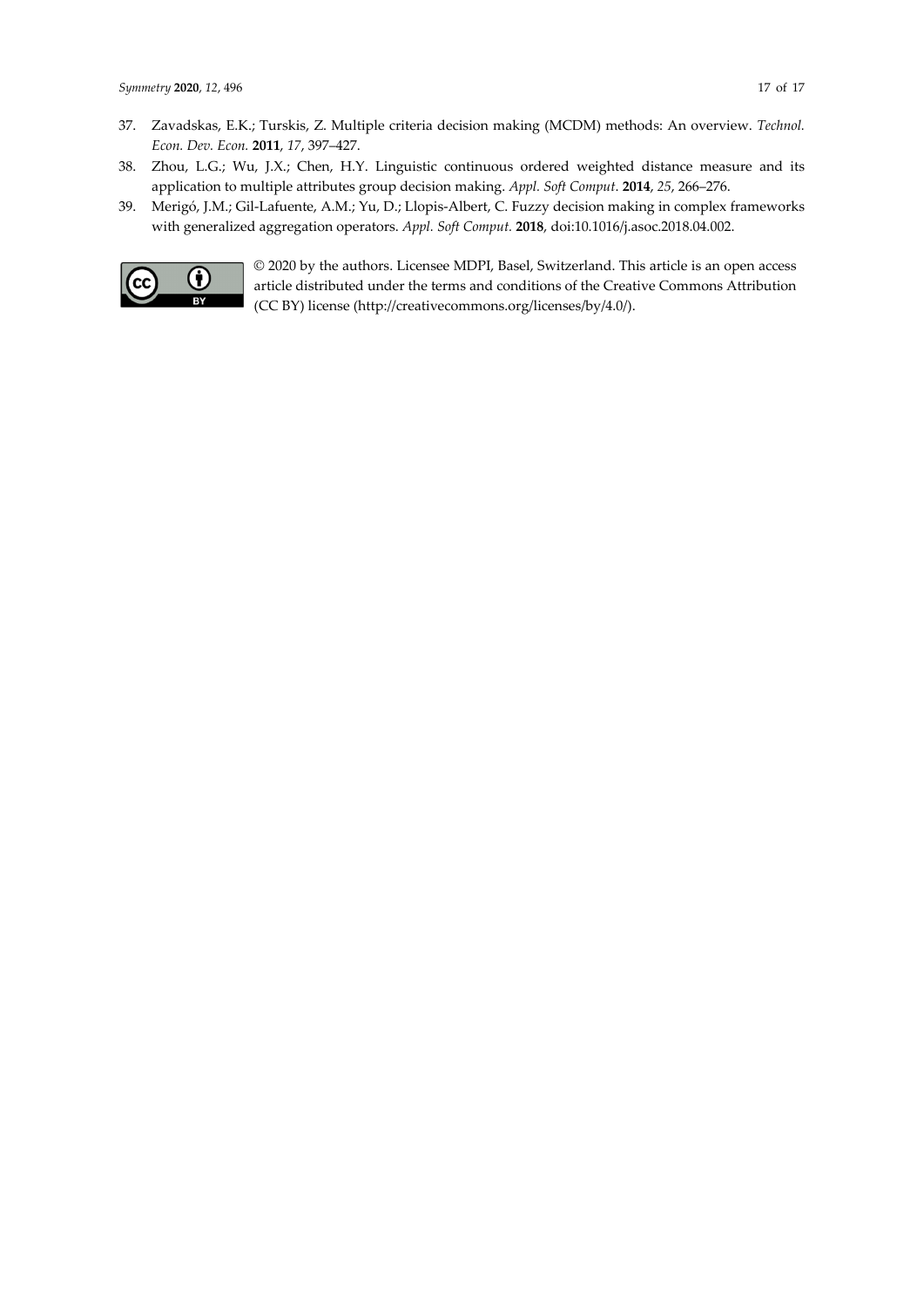37. Zavadskas, E.K.; Turskis, Z. Multiple criteria decision making (MCDM) methods: An overview. *Technol. Econ. Dev. Econ.* **2011**, *17*, 397–427.
38. Zhou, L.G.; Wu, J.X.; Chen, H.Y. Linguistic continuous ordered weighted distance measure and its application to multiple attributes group decision making. *Appl. Soft Comput.* **2014**, *25*, 266–276.
39. Merigó, J.M.; Gil-Lafuente, A.M.; Yu, D.; Llopis-Albert, C. Fuzzy decision making in complex frameworks with generalized aggregation operators. *Appl. Soft Comput.* **2018**, doi:10.1016/j.asoc.2018.04.002.

© 2020 by the authors. Licensee MDPI, Basel, Switzerland. This article is an open access article distributed under the terms and conditions of the Creative Commons Attribution (CC BY) license (http://creativecommons.org/licenses/by/4.0/).